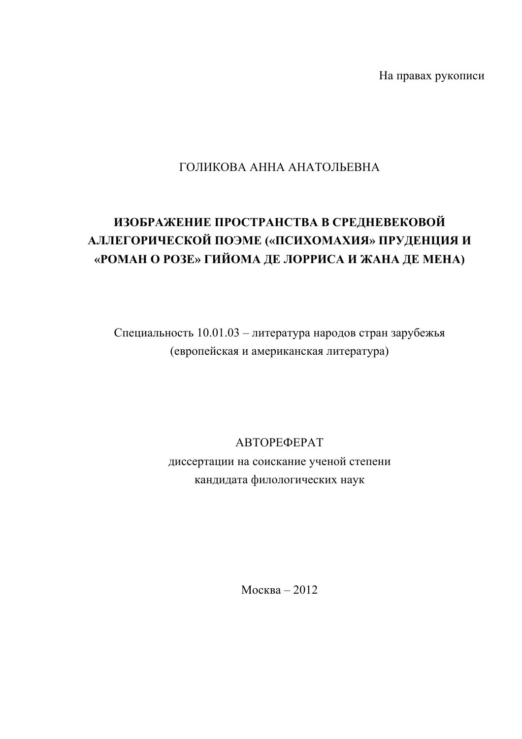На правах рукописи

ГОЛИКОВА АННА АНАТОЛЬЕВНА

# ИЗОБРАЖЕНИЕ ПРОСТРАНСТВА В СРЕДНЕВЕКОВОЙ АЛЛЕГОРИЧЕСКОЙ ПОЭМЕ («ПСИХОМАХИЯ» ПРУДЕНЦИЯ И «РОМАН О РОЗЕ» ГИЙОМА ДЕ ЛОРРИСА И ЖАНА ДЕ МЕНА)

Специальность 10.01.03 – литература народов стран зарубежья (европейская и американская литература)

АВТОРЕФЕРАТ

диссертации на соискание ученой степени кандидата филологических наук

Москва – 2012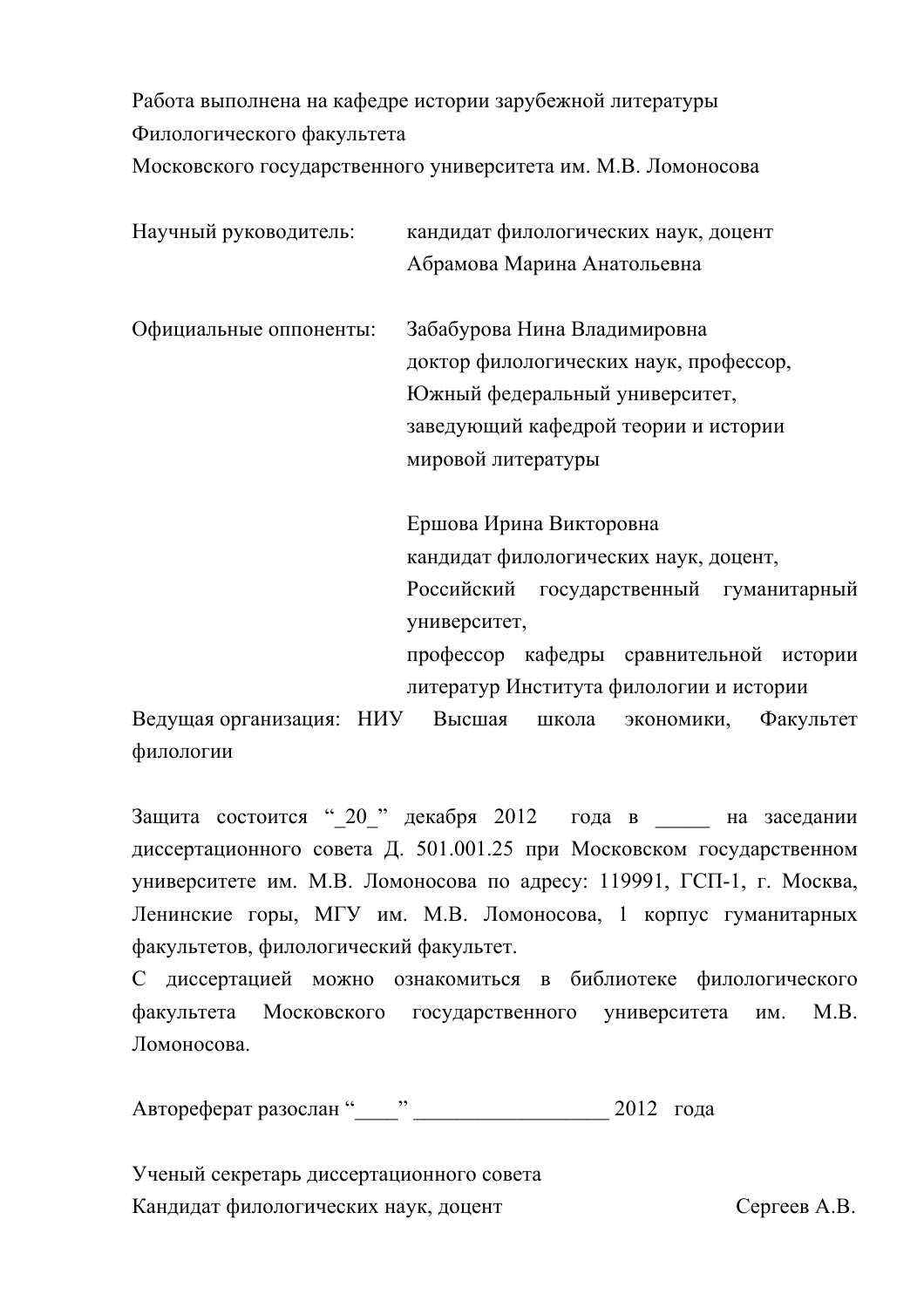Работа выполнена на кафедре истории зарубежной литературы
Филологического факультета
Московского государственного университета им. М.В. Ломоносова

Научный руководитель: кандидат филологических наук, доцент
Абрамова Марина Анатольевна

Официальные оппоненты: Забабурова Нина Владимировна
доктор филологических наук, профессор,
Южный федеральный университет,
заведующий кафедрой теории и истории мировой литературы

Ершова Ирина Викторовна
кандидат филологических наук, доцент,
Российский государственный гуманитарный университет,
профессор кафедры сравнительной истории литератур Института филологии и истории

Ведущая организация: НИУ Высшая школа экономики, Факультет филологии

Защита состоится “_20_” декабря 2012 года в _____ на заседании диссертационного совета Д. 501.001.25 при Московском государственном университете им. М.В. Ломоносова по адресу: 119991, ГСП-1, г. Москва, Ленинские горы, МГУ им. М.В. Ломоносова, 1 корпус гуманитарных факультетов, филологический факультет.
С диссертацией можно ознакомиться в библиотеке филологического факультета Московского государственного университета им. М.В. Ломоносова.

Автореферат разослан “____” __________________ 2012 года

Ученый секретарь диссертационного совета
Кандидат филологических наук, доцент Сергеев А.В.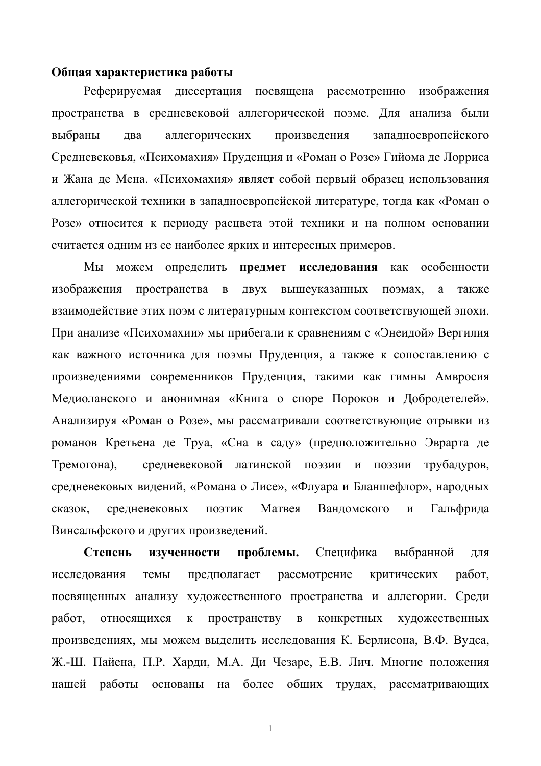**Общая характеристика работы**

Реферируемая диссертация посвящена рассмотрению изображения пространства в средневековой аллегорической поэме. Для анализа были выбраны два аллегорических произведения западноевропейского Средневековья, «Психомахия» Пруденция и «Роман о Розе» Гийома де Лорриса и Жана де Мена. «Психомахия» являет собой первый образец использования аллегорической техники в западноевропейской литературе, тогда как «Роман о Розе» относится к периоду расцвета этой техники и на полном основании считается одним из ее наиболее ярких и интересных примеров.

Мы можем определить **предмет исследования** как особенности изображения пространства в двух вышеуказанных поэмах, а также взаимодействие этих поэм с литературным контекстом соответствующей эпохи. При анализе «Психомахии» мы прибегали к сравнениям с «Энеидой» Вергилия как важного источника для поэмы Пруденция, а также к сопоставлению с произведениями современников Пруденция, такими как гимны Амвросия Медиоланского и анонимная «Книга о споре Пороков и Добродетелей». Анализируя «Роман о Розе», мы рассматривали соответствующие отрывки из романов Кретьена де Труа, «Сна в саду» (предположительно Эврарта де Тремогона), средневековой латинской поэзии и поэзии трубадуров, средневековых видений, «Романа о Лисе», «Флуара и Бланшефлор», народных сказок, средневековых поэтик Матвея Вандомского и Гальфрида Винсальфского и других произведений.

**Степень изученности проблемы.** Специфика выбранной для исследования темы предполагает рассмотрение критических работ, посвященных анализу художественного пространства и аллегории. Среди работ, относящихся к пространству в конкретных художественных произведениях, мы можем выделить исследования К. Берлисона, В.Ф. Вудса, Ж.-Ш. Пайена, П.Р. Харди, М.А. Ди Чезаре, Е.В. Лич. Многие положения нашей работы основаны на более общих трудах, рассматривающих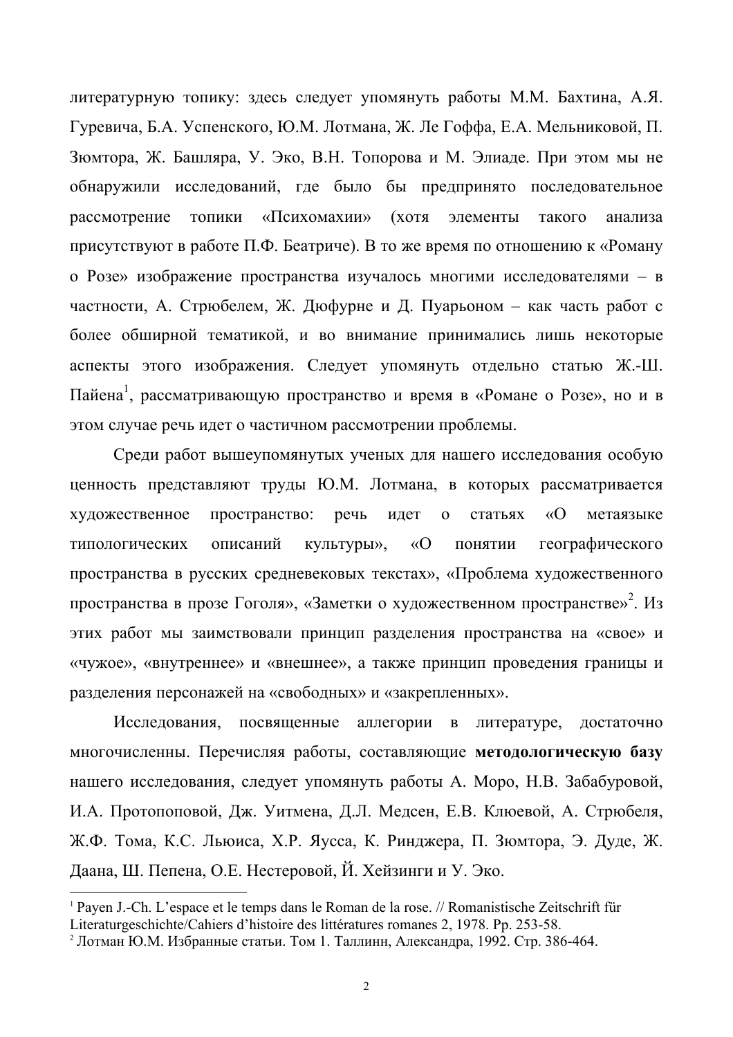литературную топику: здесь следует упомянуть работы М.М. Бахтина, А.Я. Гуревича, Б.А. Успенского, Ю.М. Лотмана, Ж. Ле Гоффа, Е.А. Мельниковой, П. Зюмтора, Ж. Башляра, У. Эко, В.Н. Топорова и М. Элиаде. При этом мы не обнаружили исследований, где было бы предпринято последовательное рассмотрение топики «Психомахии» (хотя элементы такого анализа присутствуют в работе П.Ф. Беатриче). В то же время по отношению к «Роману о Розе» изображение пространства изучалось многими исследователями – в частности, А. Стрюбелем, Ж. Дюфурне и Д. Пуарьоном – как часть работ с более обширной тематикой, и во внимание принимались лишь некоторые аспекты этого изображения. Следует упомянуть отдельно статью Ж.-Ш. Пайена[1], рассматривающую пространство и время в «Романе о Розе», но и в этом случае речь идет о частичном рассмотрении проблемы.

Среди работ вышеупомянутых ученых для нашего исследования особую ценность представляют труды Ю.М. Лотмана, в которых рассматривается художественное пространство: речь идет о статьях «О метаязыке типологических описаний культуры», «О понятии географического пространства в русских средневековых текстах», «Проблема художественного пространства в прозе Гоголя», «Заметки о художественном пространстве»[2]. Из этих работ мы заимствовали принцип разделения пространства на «свое» и «чужое», «внутреннее» и «внешнее», а также принцип проведения границы и разделения персонажей на «свободных» и «закрепленных».

Исследования, посвященные аллегории в литературе, достаточно многочисленны. Перечисляя работы, составляющие **методологическую базу** нашего исследования, следует упомянуть работы А. Моро, Н.В. Забабуровой, И.А. Протопоповой, Дж. Уитмена, Д.Л. Медсен, Е.В. Клюевой, А. Стрюбеля, Ж.Ф. Тома, К.С. Льюиса, Х.Р. Яусса, К. Ринджера, П. Зюмтора, Э. Дуде, Ж. Даана, Ш. Пепена, О.Е. Нестеровой, Й. Хейзинги и У. Эко.

---

[1] Payen J.-Ch. L'espace et le temps dans le Roman de la rose. // Romanistische Zeitschrift für Literaturgeschichte/Cahiers d'histoire des littératures romanes 2, 1978. Pp. 253-58.

[2] Лотман Ю.М. Избранные статьи. Том 1. Таллинн, Александра, 1992. Стр. 386-464.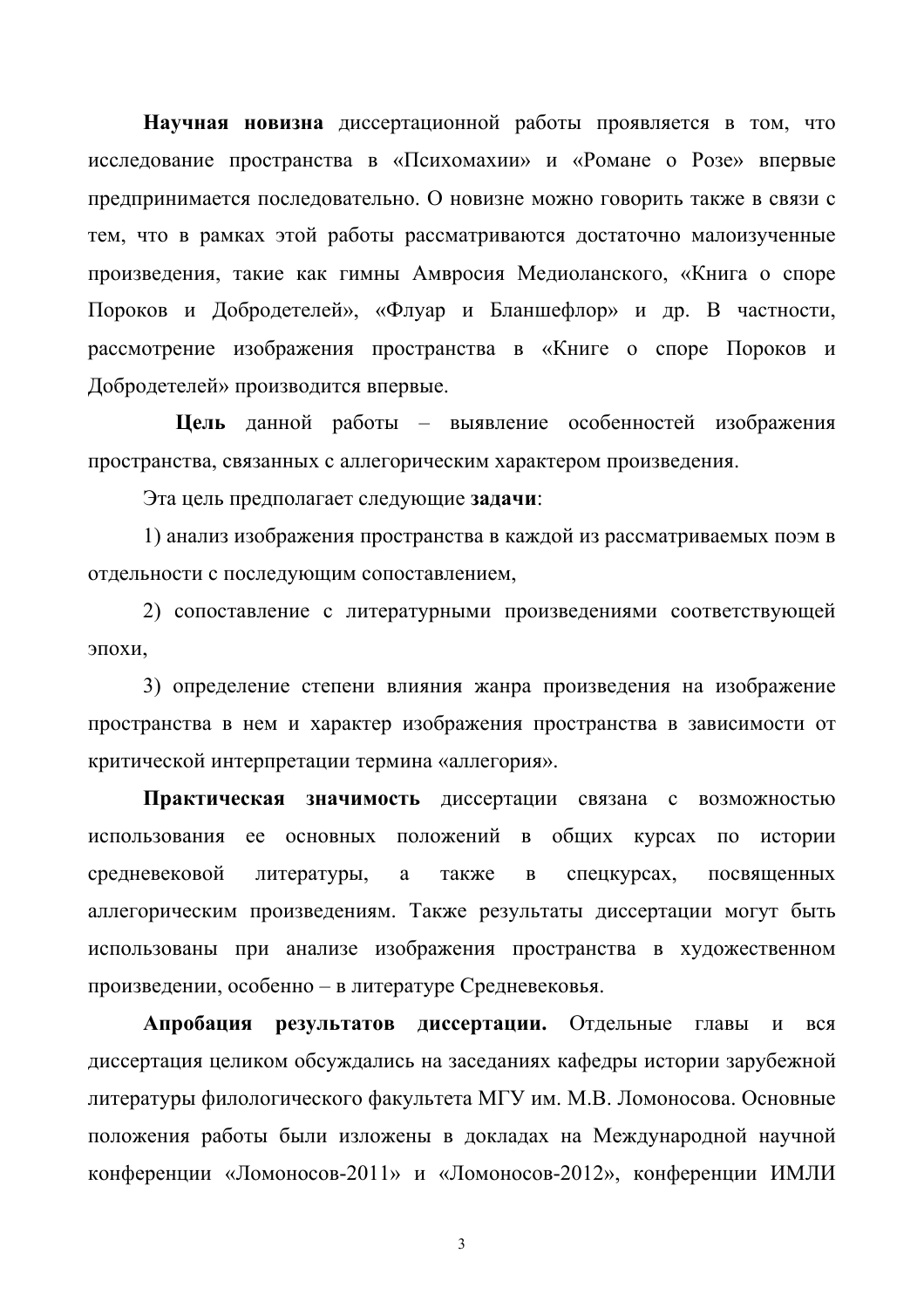**Научная новизна** диссертационной работы проявляется в том, что исследование пространства в «Психомахии» и «Романе о Розе» впервые предпринимается последовательно. О новизне можно говорить также в связи с тем, что в рамках этой работы рассматриваются достаточно малоизученные произведения, такие как гимны Амвросия Медиоланского, «Книга о споре Пороков и Добродетелей», «Флуар и Бланшефлор» и др. В частности, рассмотрение изображения пространства в «Книге о споре Пороков и Добродетелей» производится впервые.

**Цель** данной работы – выявление особенностей изображения пространства, связанных с аллегорическим характером произведения.

Эта цель предполагает следующие **задачи**:

1) анализ изображения пространства в каждой из рассматриваемых поэм в отдельности с последующим сопоставлением,

2) сопоставление с литературными произведениями соответствующей эпохи,

3) определение степени влияния жанра произведения на изображение пространства в нем и характер изображения пространства в зависимости от критической интерпретации термина «аллегория».

**Практическая значимость** диссертации связана с возможностью использования ее основных положений в общих курсах по истории средневековой литературы, а также в спецкурсах, посвященных аллегорическим произведениям. Также результаты диссертации могут быть использованы при анализе изображения пространства в художественном произведении, особенно – в литературе Средневековья.

**Апробация результатов диссертации.** Отдельные главы и вся диссертация целиком обсуждались на заседаниях кафедры истории зарубежной литературы филологического факультета МГУ им. М.В. Ломоносова. Основные положения работы были изложены в докладах на Международной научной конференции «Ломоносов-2011» и «Ломоносов-2012», конференции ИМЛИ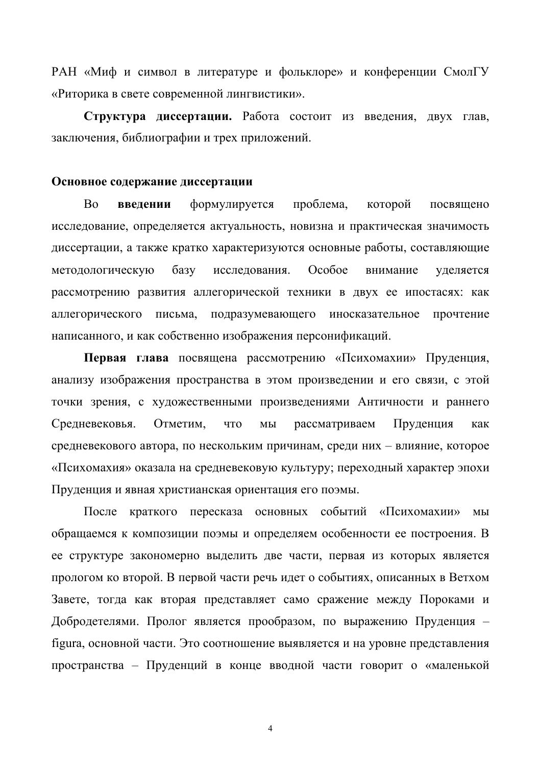РАН «Миф и символ в литературе и фольклоре» и конференции СмолГУ «Риторика в свете современной лингвистики».

**Структура диссертации.** Работа состоит из введения, двух глав, заключения, библиографии и трех приложений.

**Основное содержание диссертации**

Во **введении** формулируется проблема, которой посвящено исследование, определяется актуальность, новизна и практическая значимость диссертации, а также кратко характеризуются основные работы, составляющие методологическую базу исследования. Особое внимание уделяется рассмотрению развития аллегорической техники в двух ее ипостасях: как аллегорического письма, подразумевающего иносказательное прочтение написанного, и как собственно изображения персонификаций.

**Первая глава** посвящена рассмотрению «Психомахии» Пруденция, анализу изображения пространства в этом произведении и его связи, с этой точки зрения, с художественными произведениями Античности и раннего Средневековья. Отметим, что мы рассматриваем Пруденция как средневекового автора, по нескольким причинам, среди них – влияние, которое «Психомахия» оказала на средневековую культуру; переходный характер эпохи Пруденция и явная христианская ориентация его поэмы.

После краткого пересказа основных событий «Психомахии» мы обращаемся к композиции поэмы и определяем особенности ее построения. В ее структуре закономерно выделить две части, первая из которых является прологом ко второй. В первой части речь идет о событиях, описанных в Ветхом Завете, тогда как вторая представляет само сражение между Пороками и Добродетелями. Пролог является прообразом, по выражению Пруденция – figura, основной части. Это соотношение выявляется и на уровне представления пространства – Пруденций в конце вводной части говорит о «маленькой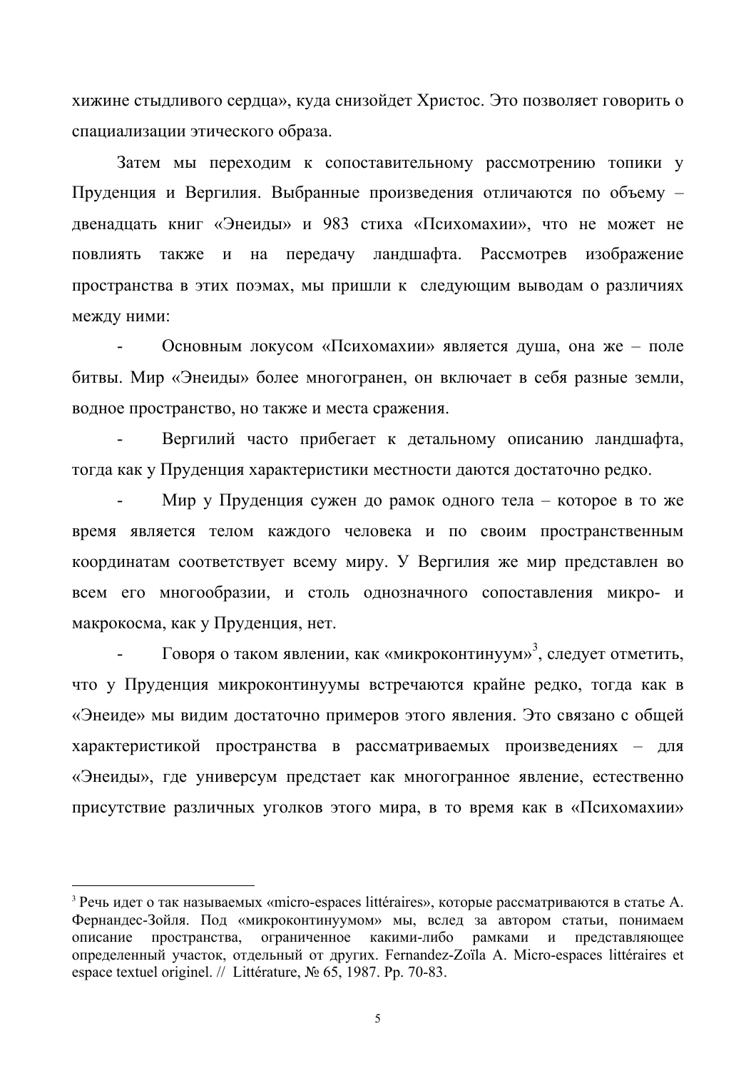хижине стыдливого сердца», куда снизойдет Христос. Это позволяет говорить о спациализации этического образа.

Затем мы переходим к сопоставительному рассмотрению топики у Пруденция и Вергилия. Выбранные произведения отличаются по объему – двенадцать книг «Энеиды» и 983 стиха «Психомахии», что не может не повлиять также и на передачу ландшафта. Рассмотрев изображение пространства в этих поэмах, мы пришли к следующим выводам о различиях между ними:

- Основным локусом «Психомахии» является душа, она же – поле битвы. Мир «Энеиды» более многогранен, он включает в себя разные земли, водное пространство, но также и места сражения.
- Вергилий часто прибегает к детальному описанию ландшафта, тогда как у Пруденция характеристики местности даются достаточно редко.
- Мир у Пруденция сужен до рамок одного тела – которое в то же время является телом каждого человека и по своим пространственным координатам соответствует всему миру. У Вергилия же мир представлен во всем его многообразии, и столь однозначного сопоставления микро- и макрокосма, как у Пруденция, нет.
- Говоря о таком явлении, как «микроконтинуум»[3], следует отметить, что у Пруденция микроконтинуумы встречаются крайне редко, тогда как в «Энеиде» мы видим достаточно примеров этого явления. Это связано с общей характеристикой пространства в рассматриваемых произведениях – для «Энеиды», где универсум предстает как многогранное явление, естественно присутствие различных уголков этого мира, в то время как в «Психомахии»

---

[3] Речь идет о так называемых «micro-espaces littéraires», которые рассматриваются в статье А. Фернандес-Зойля. Под «микроконтинуумом» мы, вслед за автором статьи, понимаем описание пространства, ограниченное какими-либо рамками и представляющее определенный участок, отдельный от других. Fernandez-Zoïla A. Micro-espaces littéraires et espace textuel originel. // Littérature, № 65, 1987. Pp. 70-83.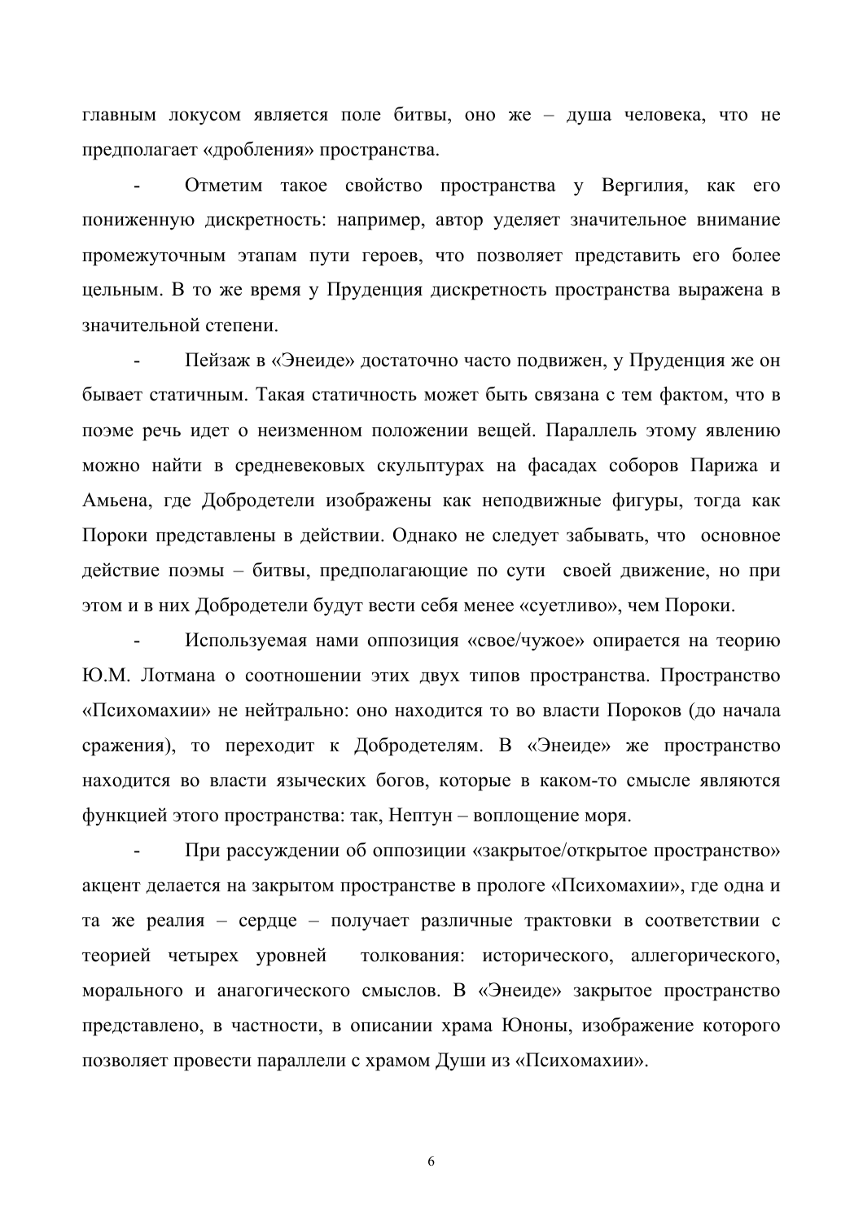главным локусом является поле битвы, оно же – душа человека, что не предполагает «дробления» пространства.

- Отметим такое свойство пространства у Вергилия, как его пониженную дискретность: например, автор уделяет значительное внимание промежуточным этапам пути героев, что позволяет представить его более цельным. В то же время у Пруденция дискретность пространства выражена в значительной степени.

- Пейзаж в «Энеиде» достаточно часто подвижен, у Пруденция же он бывает статичным. Такая статичность может быть связана с тем фактом, что в поэме речь идет о неизменном положении вещей. Параллель этому явлению можно найти в средневековых скульптурах на фасадах соборов Парижа и Амьена, где Добродетели изображены как неподвижные фигуры, тогда как Пороки представлены в действии. Однако не следует забывать, что основное действие поэмы – битвы, предполагающие по сути своей движение, но при этом и в них Добродетели будут вести себя менее «суетливо», чем Пороки.

- Используемая нами оппозиция «свое/чужое» опирается на теорию Ю.М. Лотмана о соотношении этих двух типов пространства. Пространство «Психомахии» не нейтрально: оно находится то во власти Пороков (до начала сражения), то переходит к Добродетелям. В «Энеиде» же пространство находится во власти языческих богов, которые в каком-то смысле являются функцией этого пространства: так, Нептун – воплощение моря.

- При рассуждении об оппозиции «закрытое/открытое пространство» акцент делается на закрытом пространстве в прологе «Психомахии», где одна и та же реалия – сердце – получает различные трактовки в соответствии с теорией четырех уровней толкования: исторического, аллегорического, морального и анагогического смыслов. В «Энеиде» закрытое пространство представлено, в частности, в описании храма Юноны, изображение которого позволяет провести параллели с храмом Души из «Психомахии».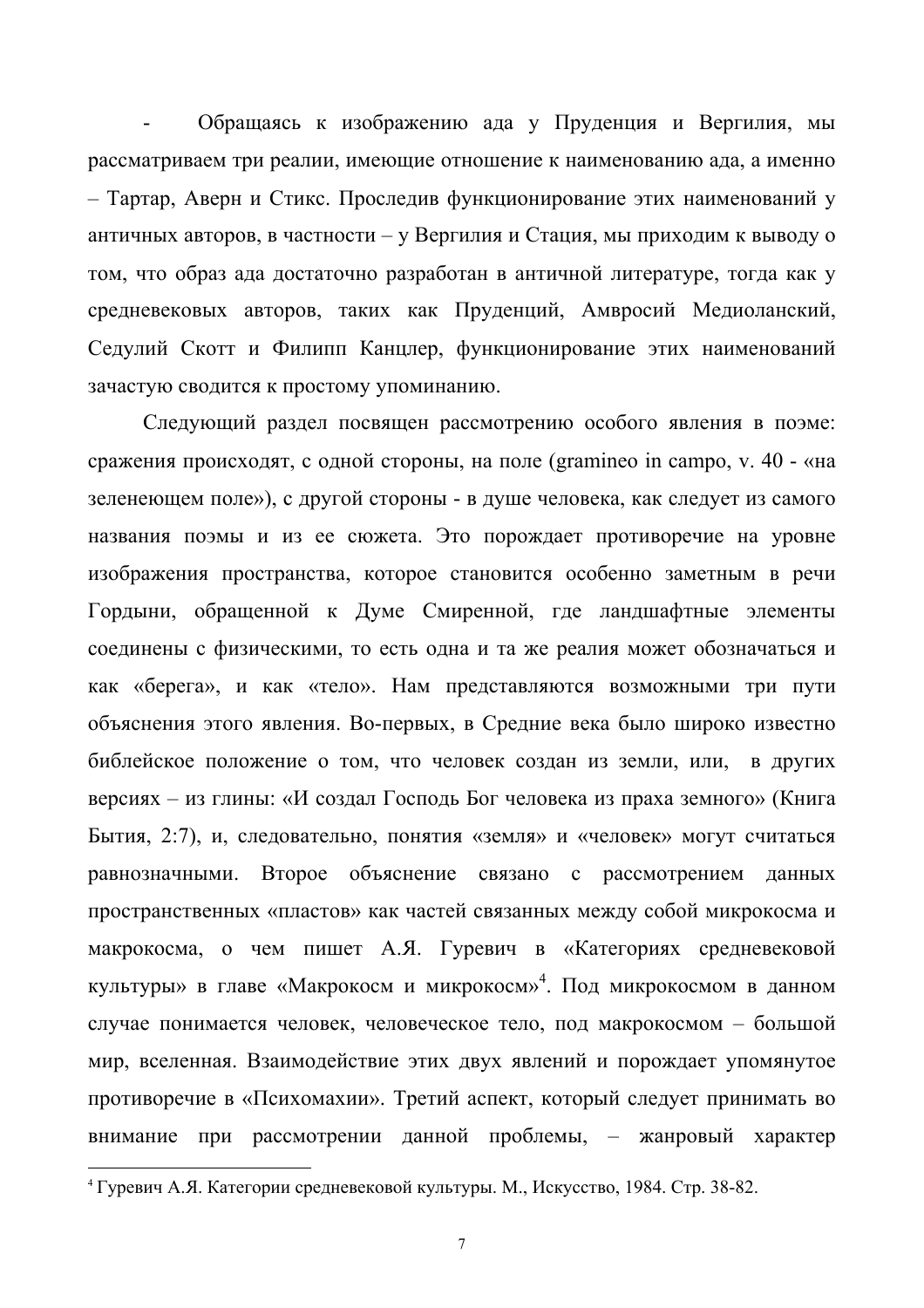- Обращаясь к изображению ада у Пруденция и Вергилия, мы рассматриваем три реалии, имеющие отношение к наименованию ада, а именно – Тартар, Аверн и Стикс. Проследив функционирование этих наименований у античных авторов, в частности – у Вергилия и Стация, мы приходим к выводу о том, что образ ада достаточно разработан в античной литературе, тогда как у средневековых авторов, таких как Пруденций, Амвросий Медиоланский, Седулий Скотт и Филипп Канцлер, функционирование этих наименований зачастую сводится к простому упоминанию.

Следующий раздел посвящен рассмотрению особого явления в поэме: сражения происходят, с одной стороны, на поле (gramineo in campo, v. 40 - «на зеленеющем поле»), с другой стороны - в душе человека, как следует из самого названия поэмы и из ее сюжета. Это порождает противоречие на уровне изображения пространства, которое становится особенно заметным в речи Гордыни, обращенной к Думе Смиренной, где ландшафтные элементы соединены с физическими, то есть одна и та же реалия может обозначаться и как «берега», и как «тело». Нам представляются возможными три пути объяснения этого явления. Во-первых, в Средние века было широко известно библейское положение о том, что человек создан из земли, или, в других версиях – из глины: «И создал Господь Бог человека из праха земного» (Книга Бытия, 2:7), и, следовательно, понятия «земля» и «человек» могут считаться равнозначными. Второе объяснение связано с рассмотрением данных пространственных «пластов» как частей связанных между собой микрокосма и макрокосма, о чем пишет А.Я. Гуревич в «Категориях средневековой культуры» в главе «Макрокосм и микрокосм»[4]. Под микрокосмом в данном случае понимается человек, человеческое тело, под макрокосмом – большой мир, вселенная. Взаимодействие этих двух явлений и порождает упомянутое противоречие в «Психомахии». Третий аспект, который следует принимать во внимание при рассмотрении данной проблемы, – жанровый характер

[4] Гуревич А.Я. Категории средневековой культуры. М., Искусство, 1984. Стр. 38-82.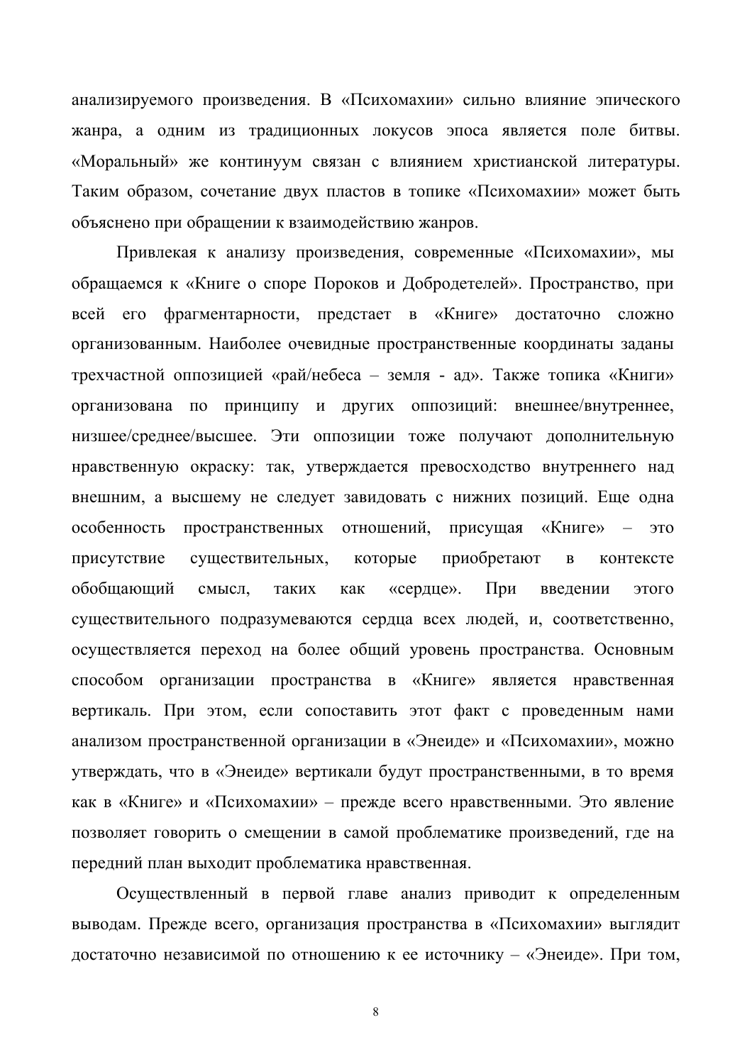анализируемого произведения. В «Психомахии» сильно влияние эпического жанра, а одним из традиционных локусов эпоса является поле битвы. «Моральный» же континуум связан с влиянием христианской литературы. Таким образом, сочетание двух пластов в топике «Психомахии» может быть объяснено при обращении к взаимодействию жанров.

Привлекая к анализу произведения, современные «Психомахии», мы обращаемся к «Книге о споре Пороков и Добродетелей». Пространство, при всей его фрагментарности, предстает в «Книге» достаточно сложно организованным. Наиболее очевидные пространственные координаты заданы трехчастной оппозицией «рай/небеса – земля - ад». Также топика «Книги» организована по принципу и других оппозиций: внешнее/внутреннее, низшее/среднее/высшее. Эти оппозиции тоже получают дополнительную нравственную окраску: так, утверждается превосходство внутреннего над внешним, а высшему не следует завидовать с нижних позиций. Еще одна особенность пространственных отношений, присущая «Книге» – это присутствие существительных, которые приобретают в контексте обобщающий смысл, таких как «сердце». При введении этого существительного подразумеваются сердца всех людей, и, соответственно, осуществляется переход на более общий уровень пространства. Основным способом организации пространства в «Книге» является нравственная вертикаль. При этом, если сопоставить этот факт с проведенным нами анализом пространственной организации в «Энеиде» и «Психомахии», можно утверждать, что в «Энеиде» вертикали будут пространственными, в то время как в «Книге» и «Психомахии» – прежде всего нравственными. Это явление позволяет говорить о смещении в самой проблематике произведений, где на передний план выходит проблематика нравственная.

Осуществленный в первой главе анализ приводит к определенным выводам. Прежде всего, организация пространства в «Психомахии» выглядит достаточно независимой по отношению к ее источнику – «Энеиде». При том,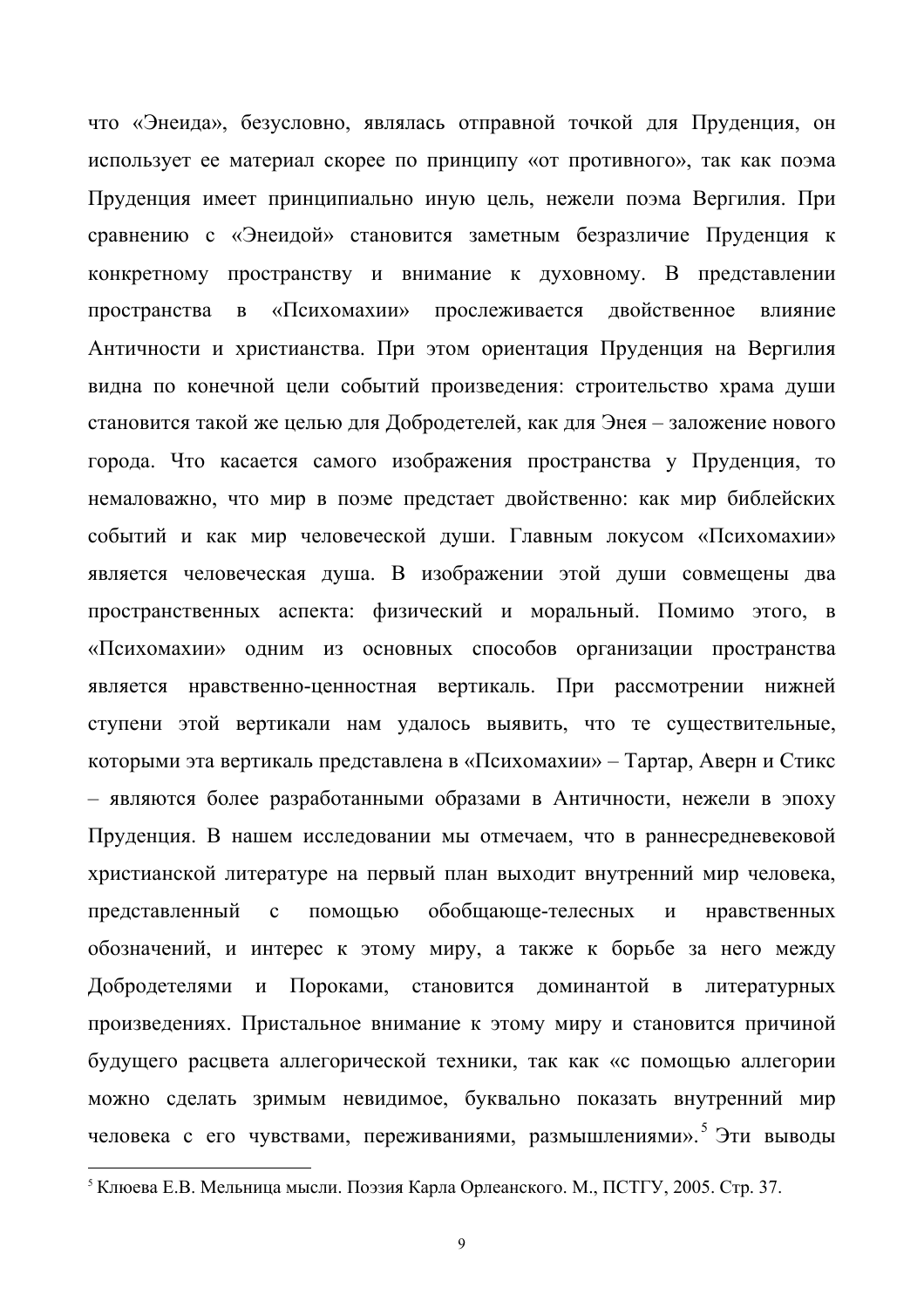что «Энеида», безусловно, являлась отправной точкой для Пруденция, он использует ее материал скорее по принципу «от противного», так как поэма Пруденция имеет принципиально иную цель, нежели поэма Вергилия. При сравнению с «Энеидой» становится заметным безразличие Пруденция к конкретному пространству и внимание к духовному. В представлении пространства в «Психомахии» прослеживается двойственное влияние Античности и христианства. При этом ориентация Пруденция на Вергилия видна по конечной цели событий произведения: строительство храма души становится такой же целью для Добродетелей, как для Энея – заложение нового города. Что касается самого изображения пространства у Пруденция, то немаловажно, что мир в поэме предстает двойственно: как мир библейских событий и как мир человеческой души. Главным локусом «Психомахии» является человеческая душа. В изображении этой души совмещены два пространственных аспекта: физический и моральный. Помимо этого, в «Психомахии» одним из основных способов организации пространства является нравственно-ценностная вертикаль. При рассмотрении нижней ступени этой вертикали нам удалось выявить, что те существительные, которыми эта вертикаль представлена в «Психомахии» – Тартар, Аверн и Стикс – являются более разработанными образами в Античности, нежели в эпоху Пруденция. В нашем исследовании мы отмечаем, что в раннесредневековой христианской литературе на первый план выходит внутренний мир человека, представленный с помощью обобщающе-телесных и нравственных обозначений, и интерес к этому миру, а также к борьбе за него между Добродетелями и Пороками, становится доминантой в литературных произведениях. Пристальное внимание к этому миру и становится причиной будущего расцвета аллегорической техники, так как «с помощью аллегории можно сделать зримым невидимое, буквально показать внутренний мир человека с его чувствами, переживаниями, размышлениями».[5] Эти выводы

---

[5] Клюева Е.В. Мельница мысли. Поэзия Карла Орлеанского. М., ПСТГУ, 2005. Стр. 37.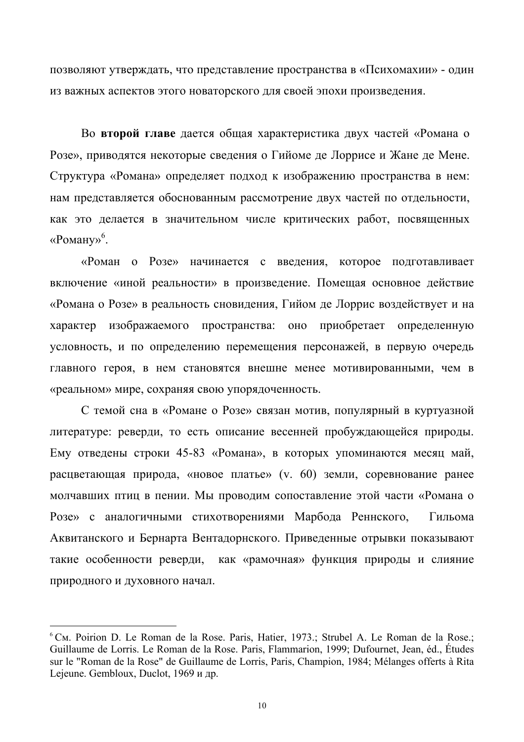позволяют утверждать, что представление пространства в «Психомахии» - один из важных аспектов этого новаторского для своей эпохи произведения.

Во **второй главе** дается общая характеристика двух частей «Романа о Розе», приводятся некоторые сведения о Гийоме де Лоррисе и Жане де Мене. Структура «Романа» определяет подход к изображению пространства в нем: нам представляется обоснованным рассмотрение двух частей по отдельности, как это делается в значительном числе критических работ, посвященных «Роману»[6].

«Роман о Розе» начинается с введения, которое подготавливает включение «иной реальности» в произведение. Помещая основное действие «Романа о Розе» в реальность сновидения, Гийом де Лоррис воздействует и на характер изображаемого пространства: оно приобретает определенную условность, и по определению перемещения персонажей, в первую очередь главного героя, в нем становятся внешне менее мотивированными, чем в «реальном» мире, сохраняя свою упорядоченность.

С темой сна в «Романе о Розе» связан мотив, популярный в куртуазной литературе: реверди, то есть описание весенней пробуждающейся природы. Ему отведены строки 45-83 «Романа», в которых упоминаются месяц май, расцветающая природа, «новое платье» (v. 60) земли, соревнование ранее молчавших птиц в пении. Мы проводим сопоставление этой части «Романа о Розе» с аналогичными стихотворениями Марбода Реннского, Гильома Аквитанского и Бернарта Вентадорнского. Приведенные отрывки показывают такие особенности реверди, как «рамочная» функция природы и слияние природного и духовного начал.

---

[6] См. Poirion D. Le Roman de la Rose. Paris, Hatier, 1973.; Strubel A. Le Roman de la Rose.; Guillaume de Lorris. Le Roman de la Rose. Paris, Flammarion, 1999; Dufournet, Jean, éd., Études sur le "Roman de la Rose" de Guillaume de Lorris, Paris, Champion, 1984; Mélanges offerts à Rita Lejeune. Gembloux, Duclot, 1969 и др.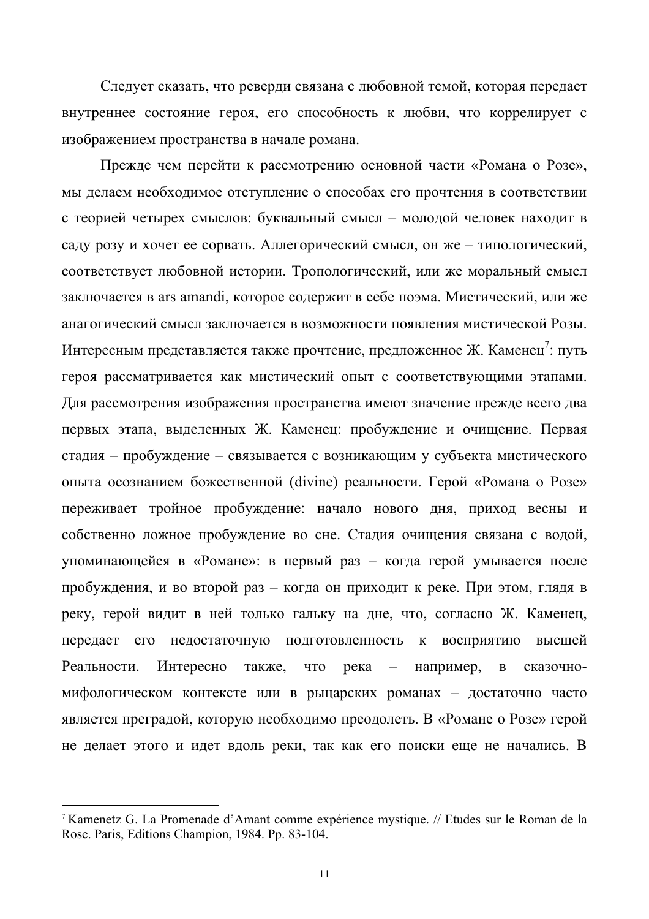Следует сказать, что реверди связана с любовной темой, которая передает внутреннее состояние героя, его способность к любви, что коррелирует с изображением пространства в начале романа.

Прежде чем перейти к рассмотрению основной части «Романа о Розе», мы делаем необходимое отступление о способах его прочтения в соответствии с теорией четырех смыслов: буквальный смысл – молодой человек находит в саду розу и хочет ее сорвать. Аллегорический смысл, он же – типологический, соответствует любовной истории. Тропологический, или же моральный смысл заключается в ars amandi, которое содержит в себе поэма. Мистический, или же анагогический смысл заключается в возможности появления мистической Розы. Интересным представляется также прочтение, предложенное Ж. Каменец[7]: путь героя рассматривается как мистический опыт с соответствующими этапами. Для рассмотрения изображения пространства имеют значение прежде всего два первых этапа, выделенных Ж. Каменец: пробуждение и очищение. Первая стадия – пробуждение – связывается с возникающим у субъекта мистического опыта осознанием божественной (divine) реальности. Герой «Романа о Розе» переживает тройное пробуждение: начало нового дня, приход весны и собственно ложное пробуждение во сне. Стадия очищения связана с водой, упоминающейся в «Романе»: в первый раз – когда герой умывается после пробуждения, и во второй раз – когда он приходит к реке. При этом, глядя в реку, герой видит в ней только гальку на дне, что, согласно Ж. Каменец, передает его недостаточную подготовленность к восприятию высшей Реальности. Интересно также, что река – например, в сказочно-мифологическом контексте или в рыцарских романах – достаточно часто является преградой, которую необходимо преодолеть. В «Романе о Розе» герой не делает этого и идет вдоль реки, так как его поиски еще не начались. В

---

[7] Kamenetz G. La Promenade d’Amant comme expérience mystique. // Etudes sur le Roman de la Rose. Paris, Editions Champion, 1984. Pp. 83-104.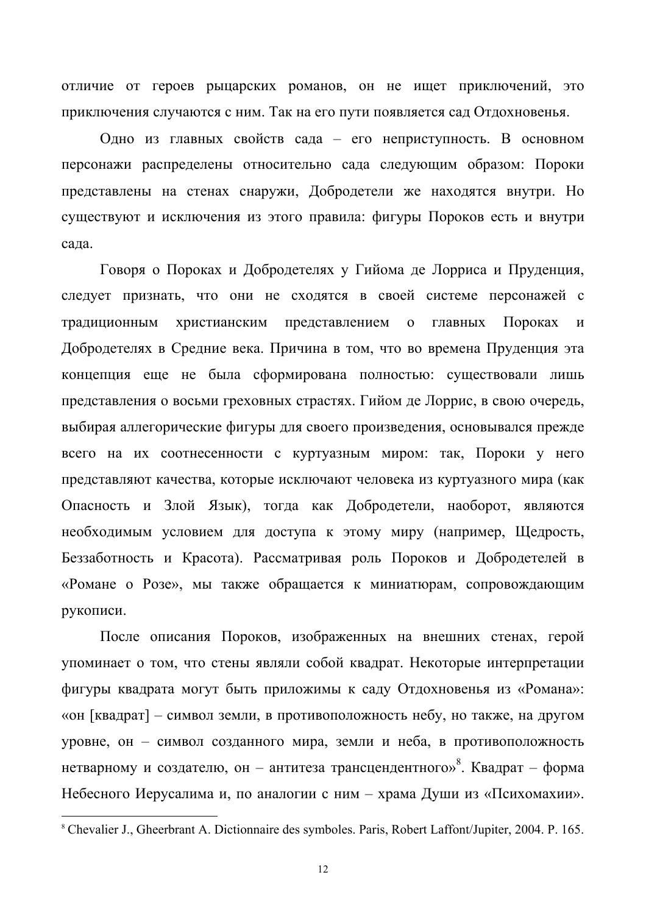отличие от героев рыцарских романов, он не ищет приключений, это приключения случаются с ним. Так на его пути появляется сад Отдохновенья.

Одно из главных свойств сада – его неприступность. В основном персонажи распределены относительно сада следующим образом: Пороки представлены на стенах снаружи, Добродетели же находятся внутри. Но существуют и исключения из этого правила: фигуры Пороков есть и внутри сада.

Говоря о Пороках и Добродетелях у Гийома де Лорриса и Пруденция, следует признать, что они не сходятся в своей системе персонажей с традиционным христианским представлением о главных Пороках и Добродетелях в Средние века. Причина в том, что во времена Пруденция эта концепция еще не была сформирована полностью: существовали лишь представления о восьми греховных страстях. Гийом де Лоррис, в свою очередь, выбирая аллегорические фигуры для своего произведения, основывался прежде всего на их соотнесенности с куртуазным миром: так, Пороки у него представляют качества, которые исключают человека из куртуазного мира (как Опасность и Злой Язык), тогда как Добродетели, наоборот, являются необходимым условием для доступа к этому миру (например, Щедрость, Беззаботность и Красота). Рассматривая роль Пороков и Добродетелей в «Романе о Розе», мы также обращается к миниатюрам, сопровождающим рукописи.

После описания Пороков, изображенных на внешних стенах, герой упоминает о том, что стены являли собой квадрат. Некоторые интерпретации фигуры квадрата могут быть приложимы к саду Отдохновенья из «Романа»: «он [квадрат] – символ земли, в противоположность небу, но также, на другом уровне, он – символ созданного мира, земли и неба, в противоположность нетварному и создателю, он – антитеза трансцендентного»[8]. Квадрат – форма Небесного Иерусалима и, по аналогии с ним – храма Души из «Психомахии».

---

[8] Chevalier J., Gheerbrant A. Dictionnaire des symboles. Paris, Robert Laffont/Jupiter, 2004. P. 165.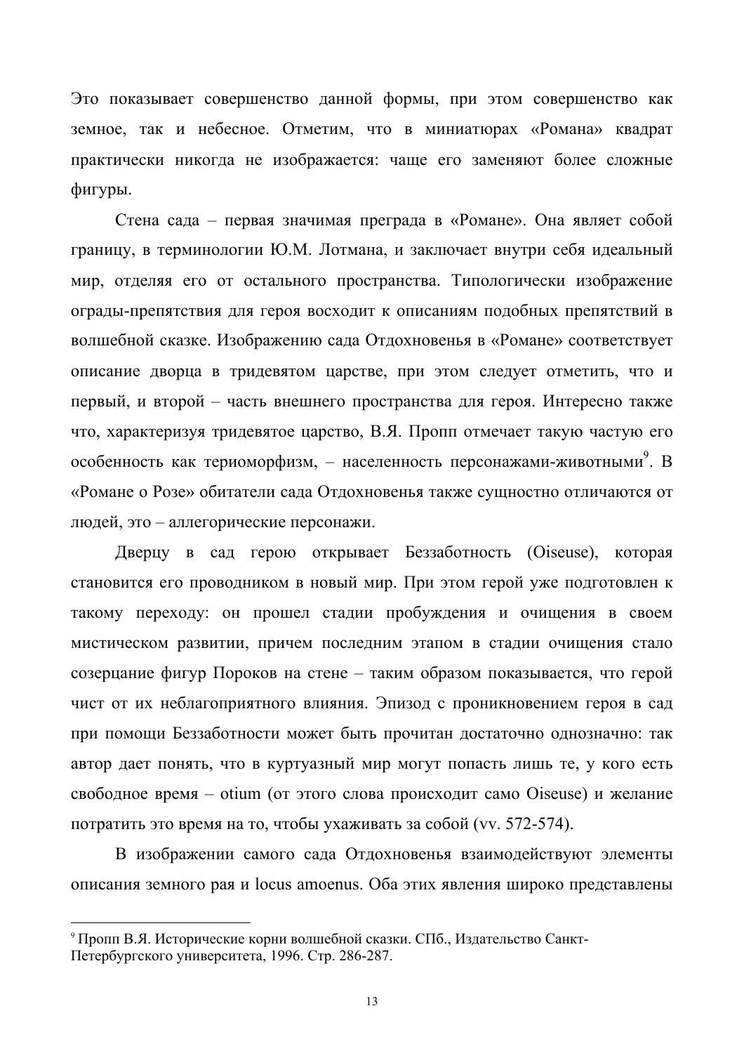Это показывает совершенство данной формы, при этом совершенство как земное, так и небесное. Отметим, что в миниатюрах «Романа» квадрат практически никогда не изображается: чаще его заменяют более сложные фигуры.

Стена сада – первая значимая преграда в «Романе». Она являет собой границу, в терминологии Ю.М. Лотмана, и заключает внутри себя идеальный мир, отделяя его от остального пространства. Типологически изображение ограды-препятствия для героя восходит к описаниям подобных препятствий в волшебной сказке. Изображению сада Отдохновенья в «Романе» соответствует описание дворца в тридевятом царстве, при этом следует отметить, что и первый, и второй – часть внешнего пространства для героя. Интересно также что, характеризуя тридевятое царство, В.Я. Пропп отмечает такую частую его особенность как териоморфизм, – населенность персонажами-животными[9]. В «Романе о Розе» обитатели сада Отдохновенья также сущностно отличаются от людей, это – аллегорические персонажи.

Дверцу в сад герою открывает Беззаботность (Oiseuse), которая становится его проводником в новый мир. При этом герой уже подготовлен к такому переходу: он прошел стадии пробуждения и очищения в своем мистическом развитии, причем последним этапом в стадии очищения стало созерцание фигур Пороков на стене – таким образом показывается, что герой чист от их неблагоприятного влияния. Эпизод с проникновением героя в сад при помощи Беззаботности может быть прочитан достаточно однозначно: так автор дает понять, что в куртуазный мир могут попасть лишь те, у кого есть свободное время – otium (от этого слова происходит само Oiseuse) и желание потратить это время на то, чтобы ухаживать за собой (vv. 572-574).

В изображении самого сада Отдохновенья взаимодействуют элементы описания земного рая и locus amoenus. Оба этих явления широко представлены

---

[9] Пропп В.Я. Исторические корни волшебной сказки. СПб., Издательство Санкт-Петербургского университета, 1996. Стр. 286-287.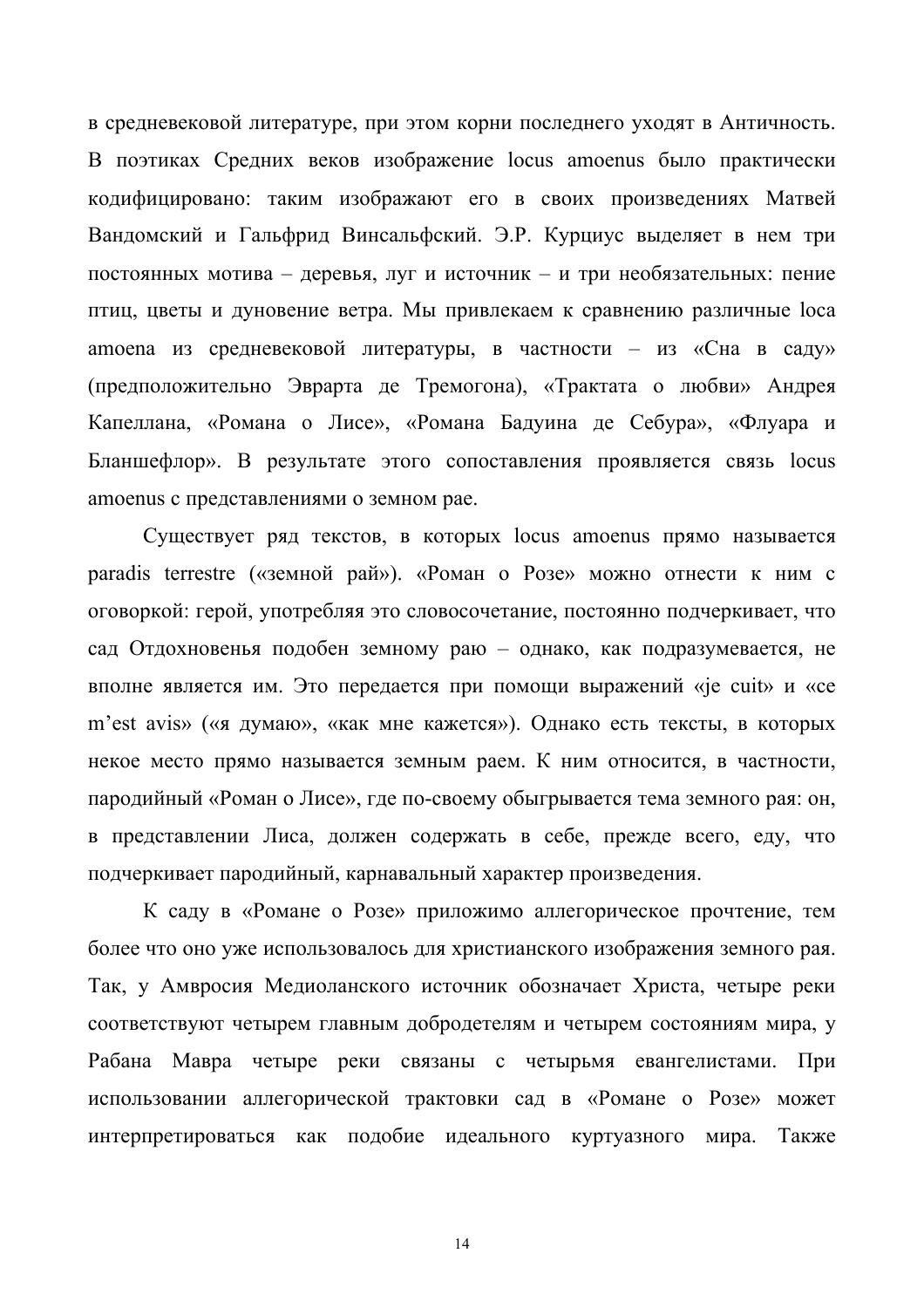в средневековой литературе, при этом корни последнего уходят в Античность. В поэтиках Средних веков изображение locus amoenus было практически кодифицировано: таким изображают его в своих произведениях Матвей Вандомский и Гальфрид Винсальфский. Э.Р. Курциус выделяет в нем три постоянных мотива – деревья, луг и источник – и три необязательных: пение птиц, цветы и дуновение ветра. Мы привлекаем к сравнению различные loca amoena из средневековой литературы, в частности – из «Сна в саду» (предположительно Эврарта де Тремогона), «Трактата о любви» Андрея Капеллана, «Романа о Лисе», «Романа Бадуина де Себура», «Флуара и Бланшефлор». В результате этого сопоставления проявляется связь locus amoenus с представлениями о земном рае.

Существует ряд текстов, в которых locus amoenus прямо называется paradis terrestre («земной рай»). «Роман о Розе» можно отнести к ним с оговоркой: герой, употребляя это словосочетание, постоянно подчеркивает, что сад Отдохновенья подобен земному раю – однако, как подразумевается, не вполне является им. Это передается при помощи выражений «je cuit» и «ce m'est avis» («я думаю», «как мне кажется»). Однако есть тексты, в которых некое место прямо называется земным раем. К ним относится, в частности, пародийный «Роман о Лисе», где по-своему обыгрывается тема земного рая: он, в представлении Лиса, должен содержать в себе, прежде всего, еду, что подчеркивает пародийный, карнавальный характер произведения.

К саду в «Романе о Розе» приложимо аллегорическое прочтение, тем более что оно уже использовалось для христианского изображения земного рая. Так, у Амвросия Медиоланского источник обозначает Христа, четыре реки соответствуют четырем главным добродетелям и четырем состояниям мира, у Рабана Мавра четыре реки связаны с четырьмя евангелистами. При использовании аллегорической трактовки сад в «Романе о Розе» может интерпретироваться как подобие идеального куртуазного мира. Также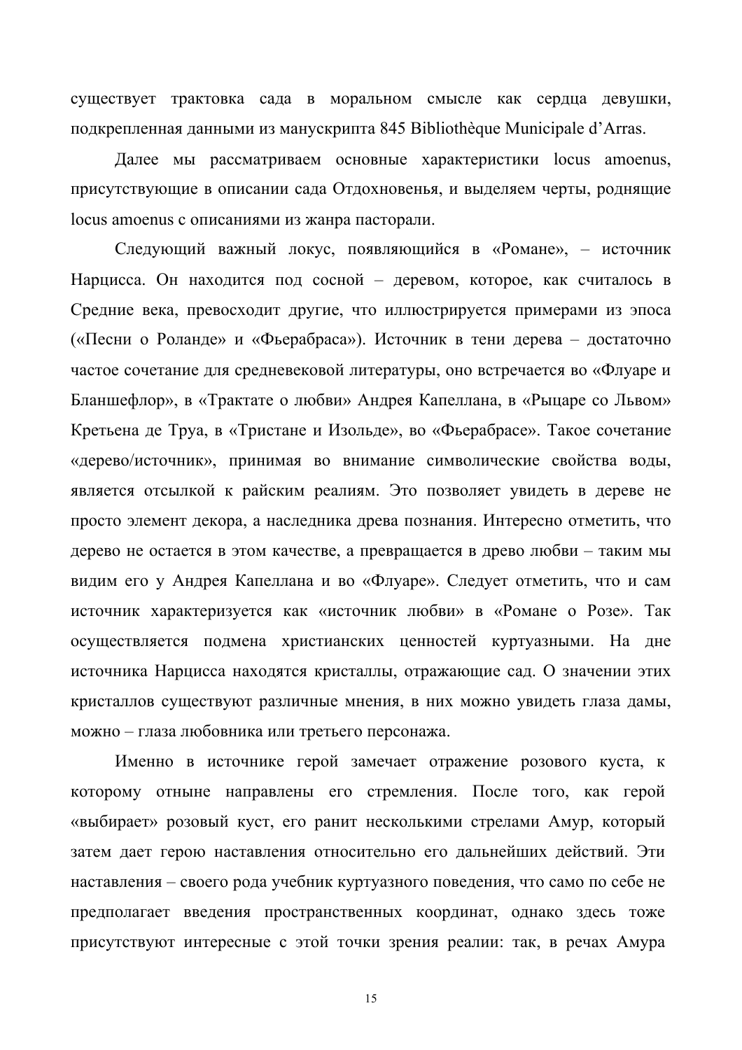существует трактовка сада в моральном смысле как сердца девушки, подкрепленная данными из манускрипта 845 Bibliothèque Municipale d'Arras.

Далее мы рассматриваем основные характеристики locus amoenus, присутствующие в описании сада Отдохновенья, и выделяем черты, роднящие locus amoenus с описаниями из жанра пасторали.

Следующий важный локус, появляющийся в «Романе», – источник Нарцисса. Он находится под сосной – деревом, которое, как считалось в Средние века, превосходит другие, что иллюстрируется примерами из эпоса («Песни о Роланде» и «Фьерабраса»). Источник в тени дерева – достаточно частое сочетание для средневековой литературы, оно встречается во «Флуаре и Бланшефлор», в «Трактате о любви» Андрея Капеллана, в «Рыцаре со Львом» Кретьена де Труа, в «Тристане и Изольде», во «Фьерабрасе». Такое сочетание «дерево/источник», принимая во внимание символические свойства воды, является отсылкой к райским реалиям. Это позволяет увидеть в дереве не просто элемент декора, а наследника древа познания. Интересно отметить, что дерево не остается в этом качестве, а превращается в древо любви – таким мы видим его у Андрея Капеллана и во «Флуаре». Следует отметить, что и сам источник характеризуется как «источник любви» в «Романе о Розе». Так осуществляется подмена христианских ценностей куртуазными. На дне источника Нарцисса находятся кристаллы, отражающие сад. О значении этих кристаллов существуют различные мнения, в них можно увидеть глаза дамы, можно – глаза любовника или третьего персонажа.

Именно в источнике герой замечает отражение розового куста, к которому отныне направлены его стремления. После того, как герой «выбирает» розовый куст, его ранит несколькими стрелами Амур, который затем дает герою наставления относительно его дальнейших действий. Эти наставления – своего рода учебник куртуазного поведения, что само по себе не предполагает введения пространственных координат, однако здесь тоже присутствуют интересные с этой точки зрения реалии: так, в речах Амура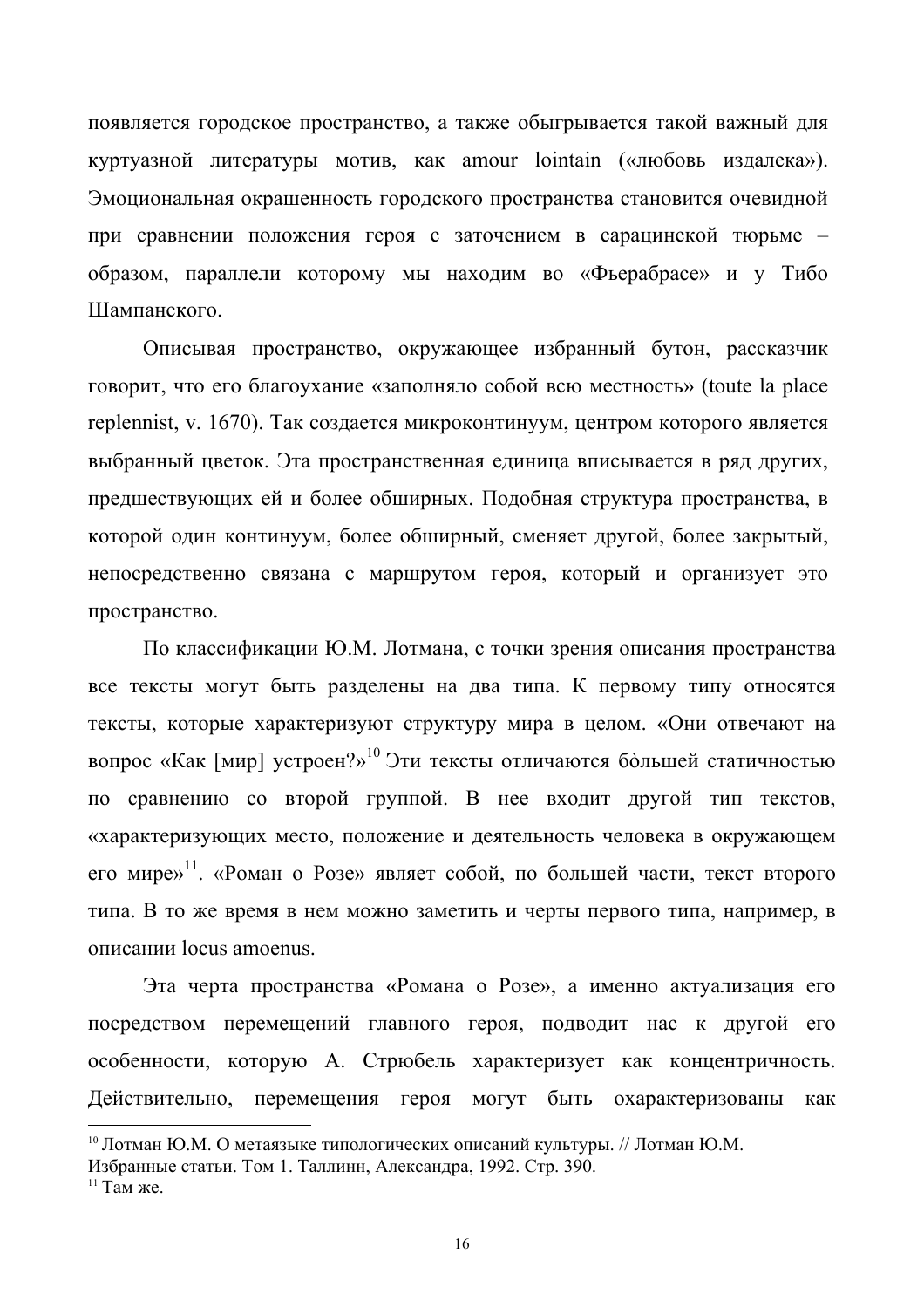появляется городское пространство, а также обыгрывается такой важный для куртуазной литературы мотив, как amour lointain («любовь издалека»). Эмоциональная окрашенность городского пространства становится очевидной при сравнении положения героя с заточением в сарацинской тюрьме – образом, параллели которому мы находим во «Фьерабрасе» и у Тибо Шампанского.

Описывая пространство, окружающее избранный бутон, рассказчик говорит, что его благоухание «заполняло собой всю местность» (toute la place replennist, v. 1670). Так создается микроконтинуум, центром которого является выбранный цветок. Эта пространственная единица вписывается в ряд других, предшествующих ей и более обширных. Подобная структура пространства, в которой один континуум, более обширный, сменяет другой, более закрытый, непосредственно связана с маршрутом героя, который и организует это пространство.

По классификации Ю.М. Лотмана, с точки зрения описания пространства все тексты могут быть разделены на два типа. К первому типу относятся тексты, которые характеризуют структуру мира в целом. «Они отвечают на вопрос «Как [мир] устроен?»[10] Эти тексты отличаются бо̀льшей статичностью по сравнению со второй группой. В нее входит другой тип текстов, «характеризующих место, положение и деятельность человека в окружающем его мире»[11]. «Роман о Розе» являет собой, по большей части, текст второго типа. В то же время в нем можно заметить и черты первого типа, например, в описании locus amoenus.

Эта черта пространства «Романа о Розе», а именно актуализация его посредством перемещений главного героя, подводит нас к другой его особенности, которую А. Стрюбель характеризует как концентричность. Действительно, перемещения героя могут быть охарактеризованы как

---

[10] Лотман Ю.М. О метаязыке типологических описаний культуры. // Лотман Ю.М. Избранные статьи. Том 1. Таллинн, Александра, 1992. Стр. 390.

[11] Там же.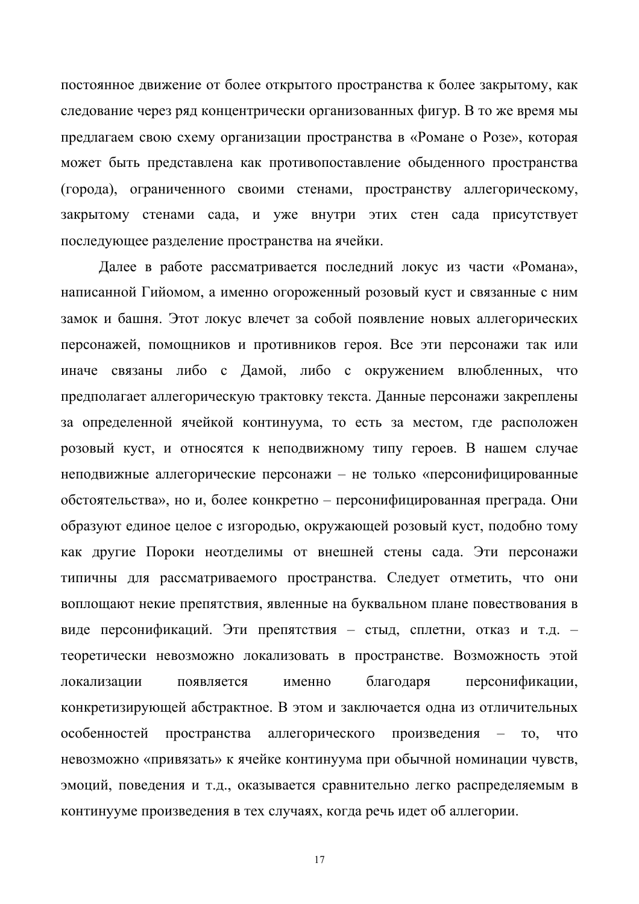постоянное движение от более открытого пространства к более закрытому, как следование через ряд концентрически организованных фигур. В то же время мы предлагаем свою схему организации пространства в «Романе о Розе», которая может быть представлена как противопоставление обыденного пространства (города), ограниченного своими стенами, пространству аллегорическому, закрытому стенами сада, и уже внутри этих стен сада присутствует последующее разделение пространства на ячейки.

Далее в работе рассматривается последний локус из части «Романа», написанной Гийомом, а именно огороженный розовый куст и связанные с ним замок и башня. Этот локус влечет за собой появление новых аллегорических персонажей, помощников и противников героя. Все эти персонажи так или иначе связаны либо с Дамой, либо с окружением влюбленных, что предполагает аллегорическую трактовку текста. Данные персонажи закреплены за определенной ячейкой континуума, то есть за местом, где расположен розовый куст, и относятся к неподвижному типу героев. В нашем случае неподвижные аллегорические персонажи – не только «персонифицированные обстоятельства», но и, более конкретно – персонифицированная преграда. Они образуют единое целое с изгородью, окружающей розовый куст, подобно тому как другие Пороки неотделимы от внешней стены сада. Эти персонажи типичны для рассматриваемого пространства. Следует отметить, что они воплощают некие препятствия, явленные на буквальном плане повествования в виде персонификаций. Эти препятствия – стыд, сплетни, отказ и т.д. – теоретически невозможно локализовать в пространстве. Возможность этой локализации появляется именно благодаря персонификации, конкретизирующей абстрактное. В этом и заключается одна из отличительных особенностей пространства аллегорического произведения – то, что невозможно «привязать» к ячейке континуума при обычной номинации чувств, эмоций, поведения и т.д., оказывается сравнительно легко распределяемым в континууме произведения в тех случаях, когда речь идет об аллегории.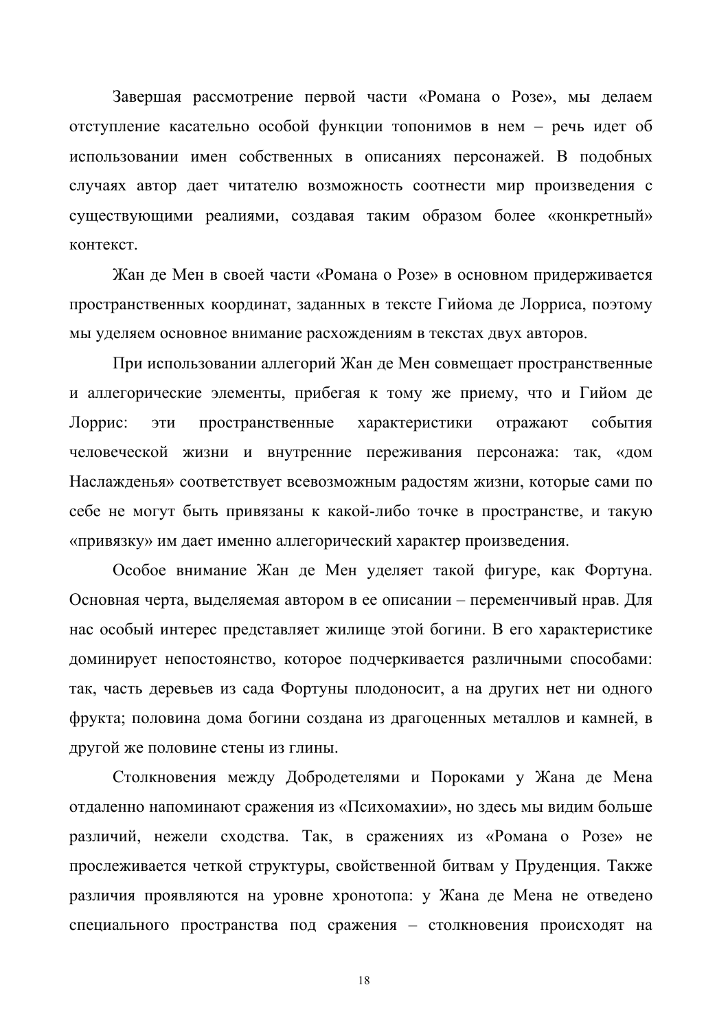Завершая рассмотрение первой части «Романа о Розе», мы делаем отступление касательно особой функции топонимов в нем – речь идет об использовании имен собственных в описаниях персонажей. В подобных случаях автор дает читателю возможность соотнести мир произведения с существующими реалиями, создавая таким образом более «конкретный» контекст.

Жан де Мен в своей части «Романа о Розе» в основном придерживается пространственных координат, заданных в тексте Гийома де Лорриса, поэтому мы уделяем основное внимание расхождениям в текстах двух авторов.

При использовании аллегорий Жан де Мен совмещает пространственные и аллегорические элементы, прибегая к тому же приему, что и Гийом де Лоррис: эти пространственные характеристики отражают события человеческой жизни и внутренние переживания персонажа: так, «дом Наслажденья» соответствует всевозможным радостям жизни, которые сами по себе не могут быть привязаны к какой-либо точке в пространстве, и такую «привязку» им дает именно аллегорический характер произведения.

Особое внимание Жан де Мен уделяет такой фигуре, как Фортуна. Основная черта, выделяемая автором в ее описании – переменчивый нрав. Для нас особый интерес представляет жилище этой богини. В его характеристике доминирует непостоянство, которое подчеркивается различными способами: так, часть деревьев из сада Фортуны плодоносит, а на других нет ни одного фрукта; половина дома богини создана из драгоценных металлов и камней, в другой же половине стены из глины.

Столкновения между Добродетелями и Пороками у Жана де Мена отдаленно напоминают сражения из «Психомахии», но здесь мы видим больше различий, нежели сходства. Так, в сражениях из «Романа о Розе» не прослеживается четкой структуры, свойственной битвам у Пруденция. Также различия проявляются на уровне хронотопа: у Жана де Мена не отведено специального пространства под сражения – столкновения происходят на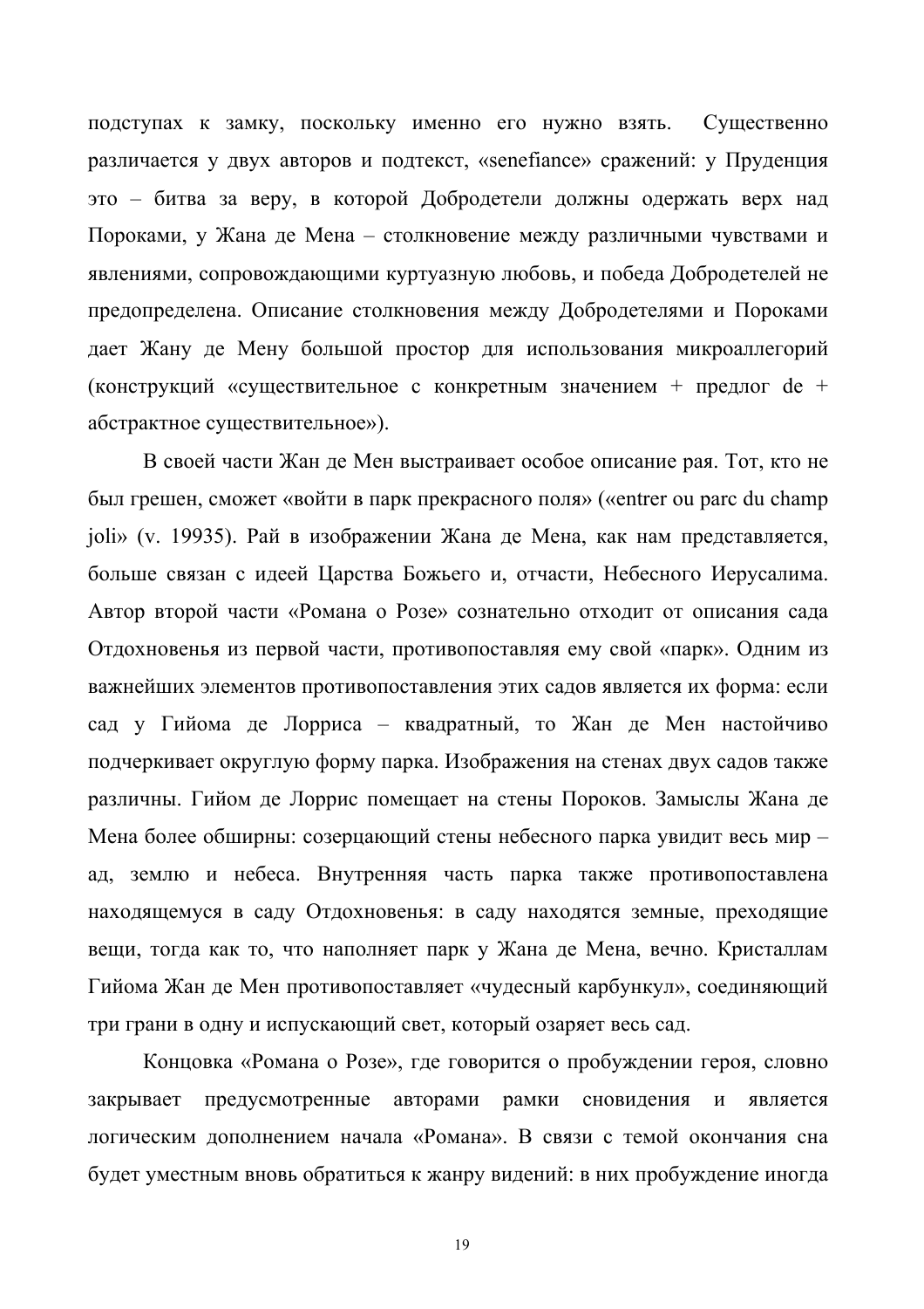подступах к замку, поскольку именно его нужно взять. Существенно различается у двух авторов и подтекст, «senefiance» сражений: у Пруденция это – битва за веру, в которой Добродетели должны одержать верх над Пороками, у Жана де Мена – столкновение между различными чувствами и явлениями, сопровождающими куртуазную любовь, и победа Добродетелей не предопределена. Описание столкновения между Добродетелями и Пороками дает Жану де Мену большой простор для использования микроаллегорий (конструкций «существительное с конкретным значением + предлог de + абстрактное существительное»).

В своей части Жан де Мен выстраивает особое описание рая. Тот, кто не был грешен, сможет «войти в парк прекрасного поля» («entrer ou parc du champ joli» (v. 19935). Рай в изображении Жана де Мена, как нам представляется, больше связан с идеей Царства Божьего и, отчасти, Небесного Иерусалима. Автор второй части «Романа о Розе» сознательно отходит от описания сада Отдохновенья из первой части, противопоставляя ему свой «парк». Одним из важнейших элементов противопоставления этих садов является их форма: если сад у Гийома де Лорриса – квадратный, то Жан де Мен настойчиво подчеркивает округлую форму парка. Изображения на стенах двух садов также различны. Гийом де Лоррис помещает на стены Пороков. Замыслы Жана де Мена более обширны: созерцающий стены небесного парка увидит весь мир – ад, землю и небеса. Внутренняя часть парка также противопоставлена находящемуся в саду Отдохновенья: в саду находятся земные, преходящие вещи, тогда как то, что наполняет парк у Жана де Мена, вечно. Кристаллам Гийома Жан де Мен противопоставляет «чудесный карбункул», соединяющий три грани в одну и испускающий свет, который озаряет весь сад.

Концовка «Романа о Розе», где говорится о пробуждении героя, словно закрывает предусмотренные авторами рамки сновидения и является логическим дополнением начала «Романа». В связи с темой окончания сна будет уместным вновь обратиться к жанру видений: в них пробуждение иногда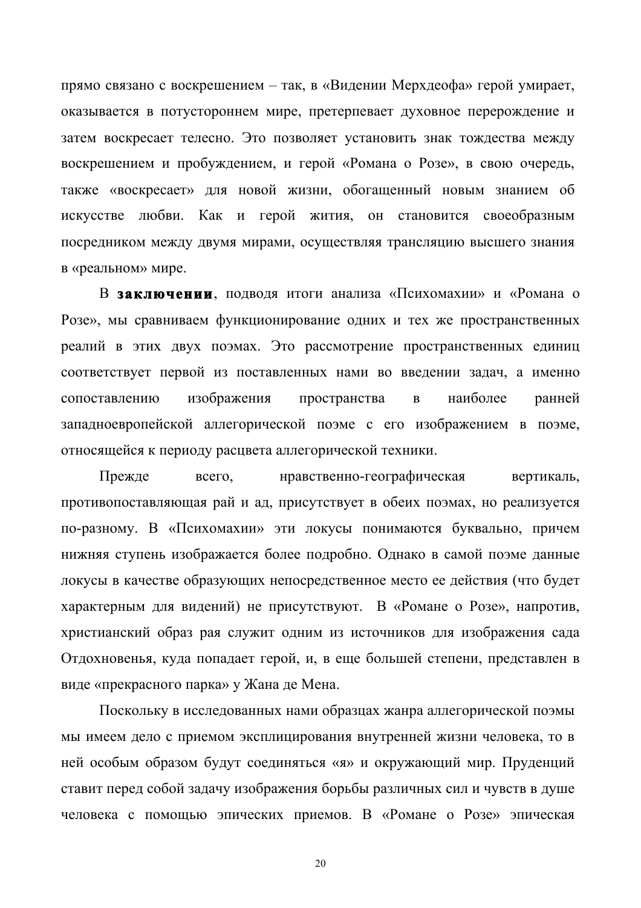прямо связано с воскрешением – так, в «Видении Мерхдеофа» герой умирает, оказывается в потустороннем мире, претерпевает духовное перерождение и затем воскресает телесно. Это позволяет установить знак тождества между воскрешением и пробуждением, и герой «Романа о Розе», в свою очередь, также «воскресает» для новой жизни, обогащенный новым знанием об искусстве любви. Как и герой жития, он становится своеобразным посредником между двумя мирами, осуществляя трансляцию высшего знания в «реальном» мире.

В **заключении**, подводя итоги анализа «Психомахии» и «Романа о Розе», мы сравниваем функционирование одних и тех же пространственных реалий в этих двух поэмах. Это рассмотрение пространственных единиц соответствует первой из поставленных нами во введении задач, а именно сопоставлению изображения пространства в наиболее ранней западноевропейской аллегорической поэме с его изображением в поэме, относящейся к периоду расцвета аллегорической техники.

Прежде всего, нравственно-географическая вертикаль, противопоставляющая рай и ад, присутствует в обеих поэмах, но реализуется по-разному. В «Психомахии» эти локусы понимаются буквально, причем нижняя ступень изображается более подробно. Однако в самой поэме данные локусы в качестве образующих непосредственное место ее действия (что будет характерным для видений) не присутствуют. В «Романе о Розе», напротив, христианский образ рая служит одним из источников для изображения сада Отдохновенья, куда попадает герой, и, в еще большей степени, представлен в виде «прекрасного парка» у Жана де Мена.

Поскольку в исследованных нами образцах жанра аллегорической поэмы мы имеем дело с приемом эксплицирования внутренней жизни человека, то в ней особым образом будут соединяться «я» и окружающий мир. Пруденций ставит перед собой задачу изображения борьбы различных сил и чувств в душе человека с помощью эпических приемов. В «Романе о Розе» эпическая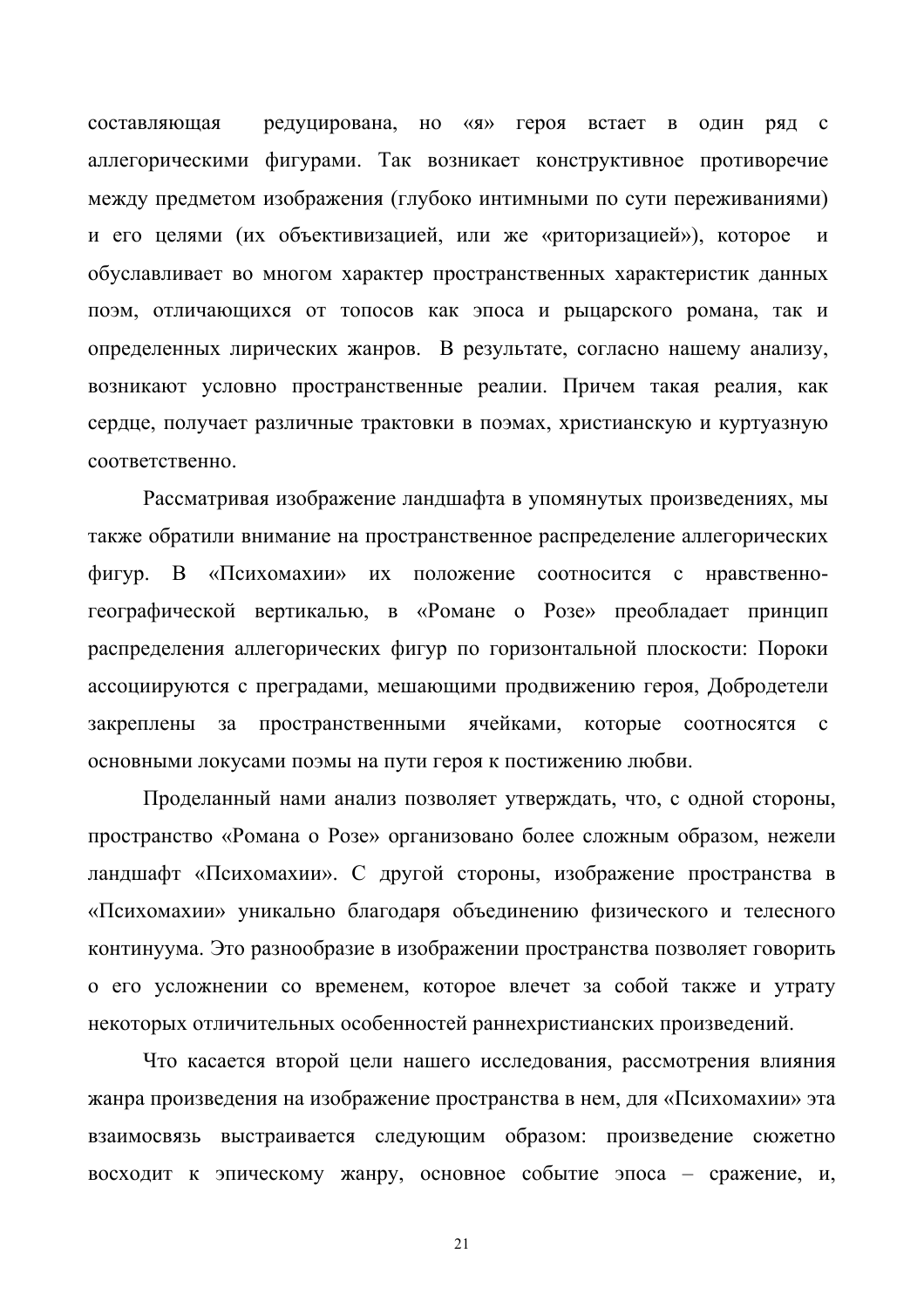составляющая редуцирована, но «я» героя встает в один ряд с аллегорическими фигурами. Так возникает конструктивное противоречие между предметом изображения (глубоко интимными по сути переживаниями) и его целями (их объективизацией, или же «риторизацией»), которое и обуславливает во многом характер пространственных характеристик данных поэм, отличающихся от топосов как эпоса и рыцарского романа, так и определенных лирических жанров. В результате, согласно нашему анализу, возникают условно пространственные реалии. Причем такая реалия, как сердце, получает различные трактовки в поэмах, христианскую и куртуазную соответственно.

Рассматривая изображение ландшафта в упомянутых произведениях, мы также обратили внимание на пространственное распределение аллегорических фигур. В «Психомахии» их положение соотносится с нравственно-географической вертикалью, в «Романе о Розе» преобладает принцип распределения аллегорических фигур по горизонтальной плоскости: Пороки ассоциируются с преградами, мешающими продвижению героя, Добродетели закреплены за пространственными ячейками, которые соотносятся с основными локусами поэмы на пути героя к постижению любви.

Проделанный нами анализ позволяет утверждать, что, с одной стороны, пространство «Романа о Розе» организовано более сложным образом, нежели ландшафт «Психомахии». С другой стороны, изображение пространства в «Психомахии» уникально благодаря объединению физического и телесного континуума. Это разнообразие в изображении пространства позволяет говорить о его усложнении со временем, которое влечет за собой также и утрату некоторых отличительных особенностей раннехристианских произведений.

Что касается второй цели нашего исследования, рассмотрения влияния жанра произведения на изображение пространства в нем, для «Психомахии» эта взаимосвязь выстраивается следующим образом: произведение сюжетно восходит к эпическому жанру, основное событие эпоса – сражение, и,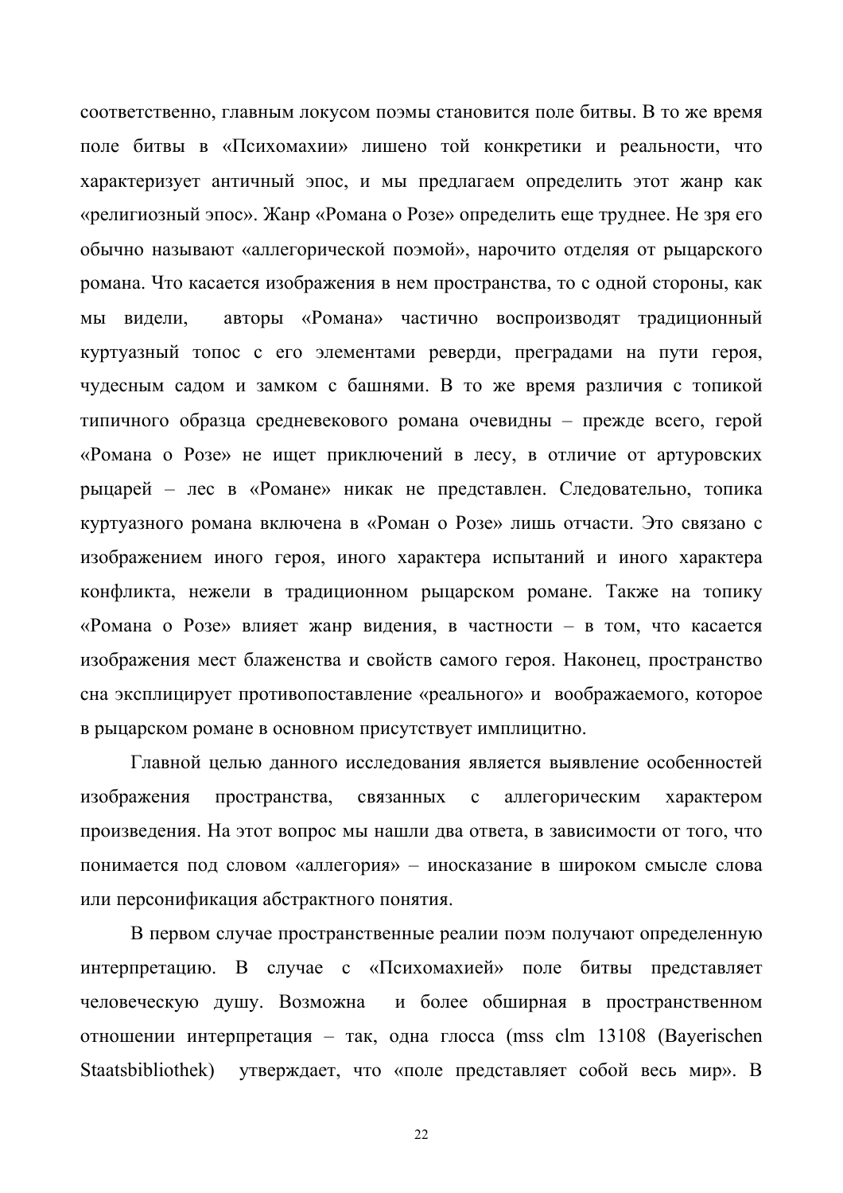соответственно, главным локусом поэмы становится поле битвы. В то же время поле битвы в «Психомахии» лишено той конкретики и реальности, что характеризует античный эпос, и мы предлагаем определить этот жанр как «религиозный эпос». Жанр «Романа о Розе» определить еще труднее. Не зря его обычно называют «аллегорической поэмой», нарочито отделяя от рыцарского романа. Что касается изображения в нем пространства, то с одной стороны, как мы видели, авторы «Романа» частично воспроизводят традиционный куртуазный топос с его элементами реверди, преградами на пути героя, чудесным садом и замком с башнями. В то же время различия с топикой типичного образца средневекового романа очевидны – прежде всего, герой «Романа о Розе» не ищет приключений в лесу, в отличие от артуровских рыцарей – лес в «Романе» никак не представлен. Следовательно, топика куртуазного романа включена в «Роман о Розе» лишь отчасти. Это связано с изображением иного героя, иного характера испытаний и иного характера конфликта, нежели в традиционном рыцарском романе. Также на топику «Романа о Розе» влияет жанр видения, в частности – в том, что касается изображения мест блаженства и свойств самого героя. Наконец, пространство сна эксплицирует противопоставление «реального» и воображаемого, которое в рыцарском романе в основном присутствует имплицитно.

Главной целью данного исследования является выявление особенностей изображения пространства, связанных с аллегорическим характером произведения. На этот вопрос мы нашли два ответа, в зависимости от того, что понимается под словом «аллегория» – иносказание в широком смысле слова или персонификация абстрактного понятия.

В первом случае пространственные реалии поэм получают определенную интерпретацию. В случае с «Психомахией» поле битвы представляет человеческую душу. Возможна и более обширная в пространственном отношении интерпретация – так, одна глосса (mss clm 13108 (Bayerischen Staatsbibliothek) утверждает, что «поле представляет собой весь мир». В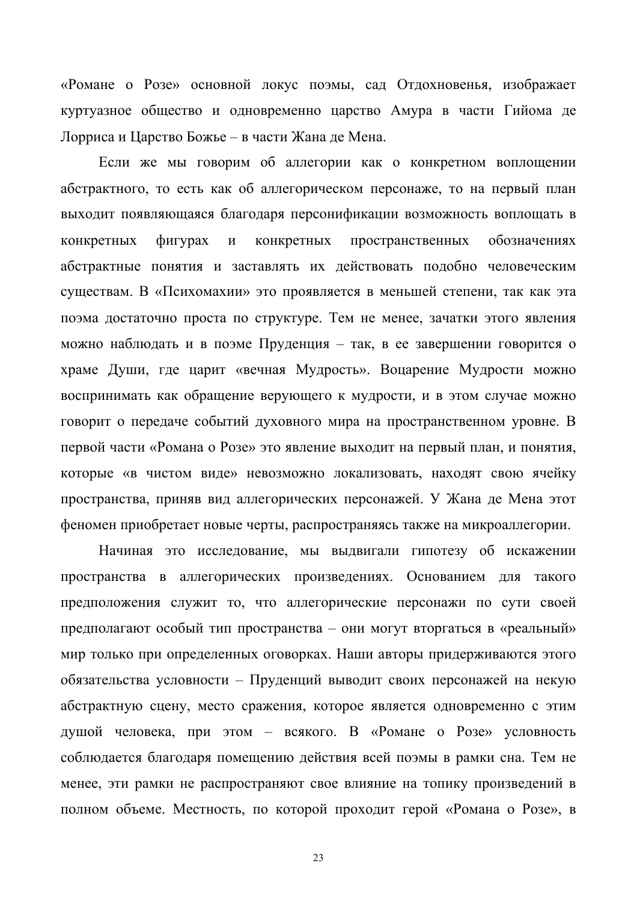«Романе о Розе» основной локус поэмы, сад Отдохновенья, изображает куртуазное общество и одновременно царство Амура в части Гийома де Лорриса и Царство Божье – в части Жана де Мена.

Если же мы говорим об аллегории как о конкретном воплощении абстрактного, то есть как об аллегорическом персонаже, то на первый план выходит появляющаяся благодаря персонификации возможность воплощать в конкретных фигурах и конкретных пространственных обозначениях абстрактные понятия и заставлять их действовать подобно человеческим существам. В «Психомахии» это проявляется в меньшей степени, так как эта поэма достаточно проста по структуре. Тем не менее, зачатки этого явления можно наблюдать и в поэме Пруденция – так, в ее завершении говорится о храме Души, где царит «вечная Мудрость». Воцарение Мудрости можно воспринимать как обращение верующего к мудрости, и в этом случае можно говорит о передаче событий духовного мира на пространственном уровне. В первой части «Романа о Розе» это явление выходит на первый план, и понятия, которые «в чистом виде» невозможно локализовать, находят свою ячейку пространства, приняв вид аллегорических персонажей. У Жана де Мена этот феномен приобретает новые черты, распространяясь также на микроаллегории.

Начиная это исследование, мы выдвигали гипотезу об искажении пространства в аллегорических произведениях. Основанием для такого предположения служит то, что аллегорические персонажи по сути своей предполагают особый тип пространства – они могут вторгаться в «реальный» мир только при определенных оговорках. Наши авторы придерживаются этого обязательства условности – Пруденций выводит своих персонажей на некую абстрактную сцену, место сражения, которое является одновременно с этим душой человека, при этом – всякого. В «Романе о Розе» условность соблюдается благодаря помещению действия всей поэмы в рамки сна. Тем не менее, эти рамки не распространяют свое влияние на топику произведений в полном объеме. Местность, по которой проходит герой «Романа о Розе», в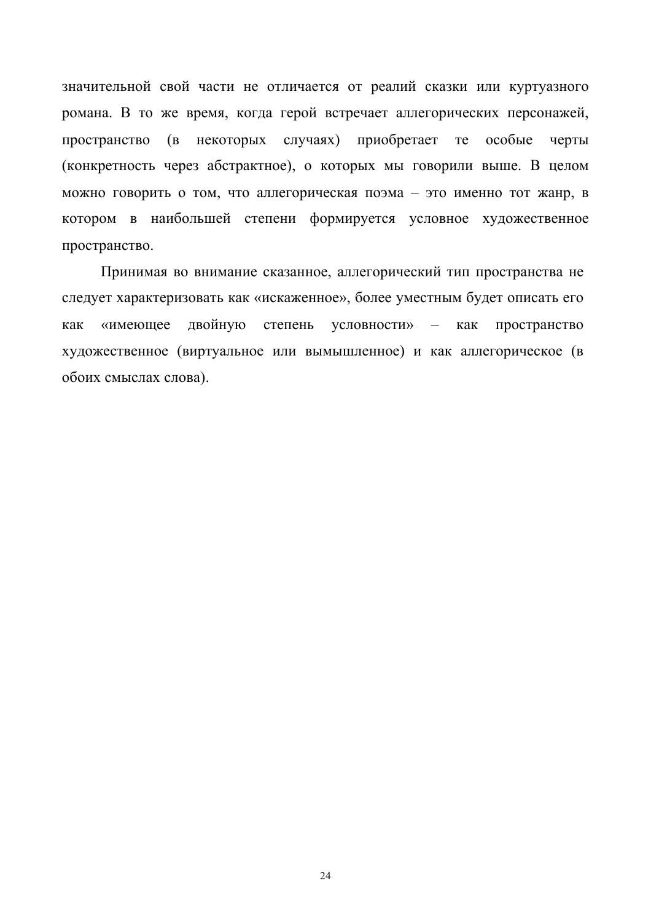значительной свой части не отличается от реалий сказки или куртуазного романа. В то же время, когда герой встречает аллегорических персонажей, пространство (в некоторых случаях) приобретает те особые черты (конкретность через абстрактное), о которых мы говорили выше. В целом можно говорить о том, что аллегорическая поэма – это именно тот жанр, в котором в наибольшей степени формируется условное художественное пространство.

Принимая во внимание сказанное, аллегорический тип пространства не следует характеризовать как «искаженное», более уместным будет описать его как «имеющее двойную степень условности» – как пространство художественное (виртуальное или вымышленное) и как аллегорическое (в обоих смыслах слова).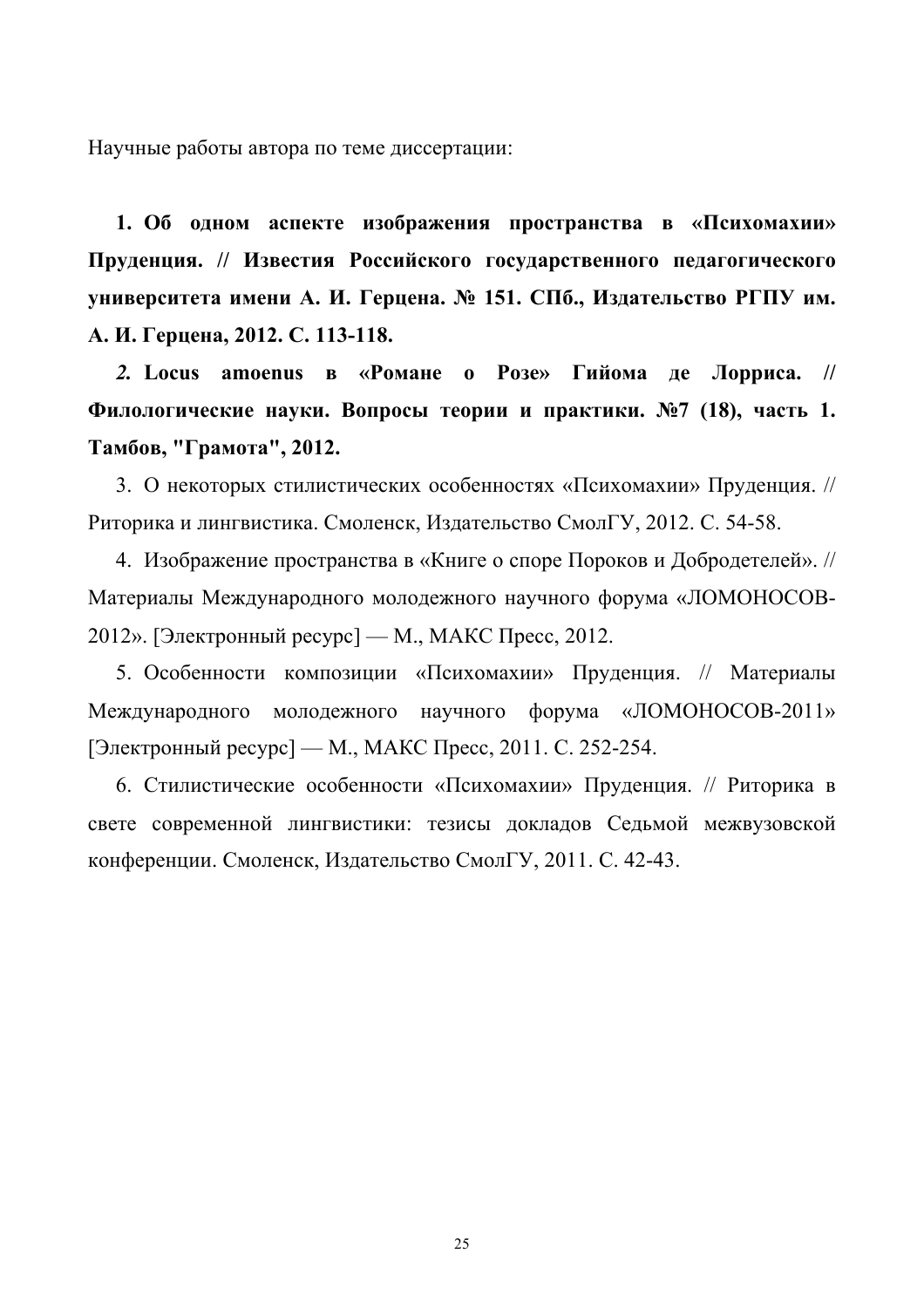Научные работы автора по теме диссертации:

1. **Об одном аспекте изображения пространства в «Психомахии» Пруденция. // Известия Российского государственного педагогического университета имени А. И. Герцена. № 151. СПб., Издательство РГПУ им. А. И. Герцена, 2012. С. 113-118.**

2. **Locus amoenus в «Романе о Розе» Гийома де Лорриса. // Филологические науки. Вопросы теории и практики. №7 (18), часть 1. Тамбов, "Грамота", 2012.**

3. О некоторых стилистических особенностях «Психомахии» Пруденция. // Риторика и лингвистика. Смоленск, Издательство СмолГУ, 2012. С. 54-58.

4. Изображение пространства в «Книге о споре Пороков и Добродетелей». // Материалы Международного молодежного научного форума «ЛОМОНОСОВ-2012». [Электронный ресурс] — М., МАКС Пресс, 2012.

5. Особенности композиции «Психомахии» Пруденция. // Материалы Международного молодежного научного форума «ЛОМОНОСОВ-2011» [Электронный ресурс] — М., МАКС Пресс, 2011. С. 252-254.

6. Стилистические особенности «Психомахии» Пруденция. // Риторика в свете современной лингвистики: тезисы докладов Седьмой межвузовской конференции. Смоленск, Издательство СмолГУ, 2011. С. 42-43.